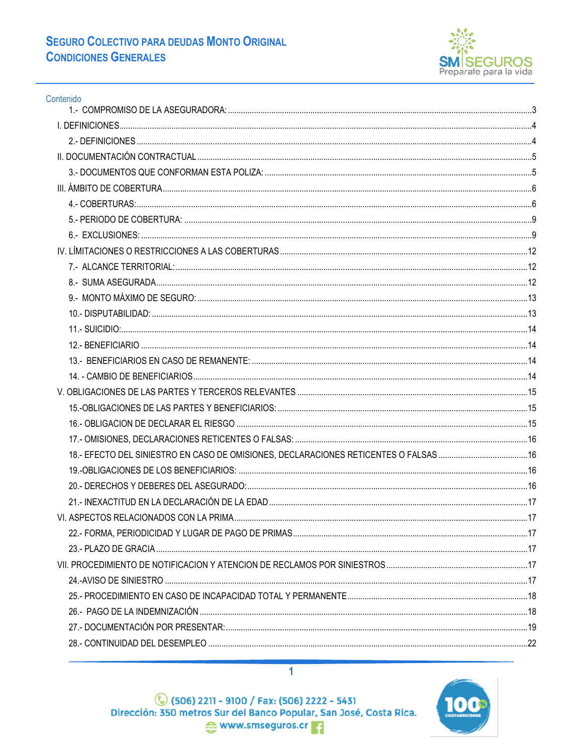# SEGURO COLECTIVO PARA DEUDAS MONTO ORIGINAL
## CONDICIONES GENERALES

Contenido

- 1.- COMPROMISO DE LA ASEGURADORA: ....3
- I. DEFINICIONES....4
  - 2.- DEFINICIONES ....4
- II. DOCUMENTACIÓN CONTRACTUAL ....5
  - 3.- DOCUMENTOS QUE CONFORMAN ESTA POLIZA: ....5
- III. ÁMBITO DE COBERTURA....6
  - 4.- COBERTURAS:....6
  - 5.- PERIODO DE COBERTURA: ....9
  - 6.- EXCLUSIONES: ....9
- IV. LÍMITACIONES O RESTRICCIONES A LAS COBERTURAS....12
  - 7.- ALCANCE TERRITORIAL:....12
  - 8.- SUMA ASEGURADA....12
  - 9.- MONTO MÁXIMO DE SEGURO: ....13
  - 10.- DISPUTABILIDAD: ....13
  - 11.- SUICIDIO:....14
  - 12.- BENEFICIARIO ....14
  - 13.- BENEFICIARIOS EN CASO DE REMANENTE: ....14
  - 14. - CAMBIO DE BENEFICIARIOS....14
- V. OBLIGACIONES DE LAS PARTES Y TERCEROS RELEVANTES ....15
  - 15.-OBLIGACIONES DE LAS PARTES Y BENEFICIARIOS: ....15
  - 16.- OBLIGACION DE DECLARAR EL RIESGO ....15
  - 17.- OMISIONES, DECLARACIONES RETICENTES O FALSAS: ....16
  - 18.- EFECTO DEL SINIESTRO EN CASO DE OMISIONES, DECLARACIONES RETICENTES O FALSAS ....16
  - 19.-OBLIGACIONES DE LOS BENEFICIARIOS: ....16
  - 20.- DERECHOS Y DEBERES DEL ASEGURADO:....16
  - 21.- INEXACTITUD EN LA DECLARACIÓN DE LA EDAD ....17
- VI. ASPECTOS RELACIONADOS CON LA PRIMA....17
  - 22.- FORMA, PERIODICIDAD Y LUGAR DE PAGO DE PRIMAS....17
  - 23.- PLAZO DE GRACIA ....17
- VII. PROCEDIMIENTO DE NOTIFICACION Y ATENCION DE RECLAMOS POR SINIESTROS....17
  - 24.-AVISO DE SINIESTRO ....17
  - 25.- PROCEDIMIENTO EN CASO DE INCAPACIDAD TOTAL Y PERMANENTE....18
  - 26.- PAGO DE LA INDEMNIZACIÓN ....18
  - 27.- DOCUMENTACIÓN POR PRESENTAR:....19
  - 28.- CONTINUIDAD DEL DESEMPLEO ....22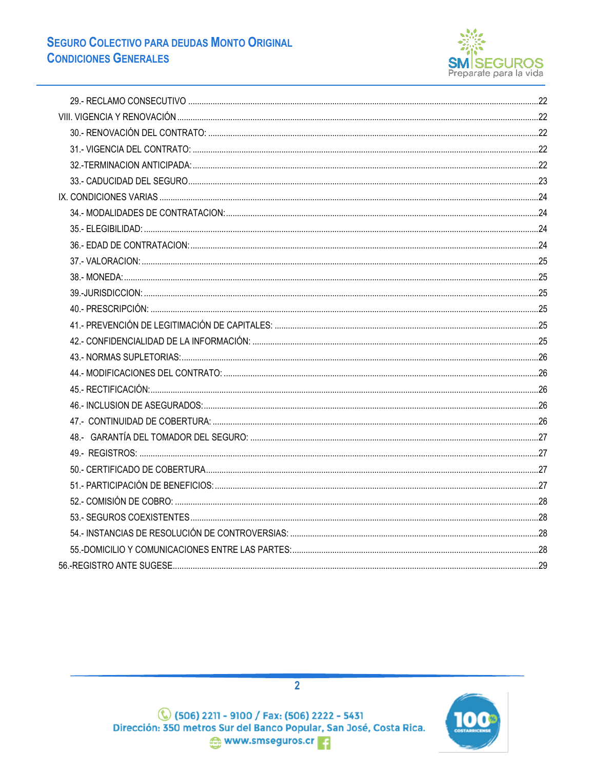29.- RECLAMO CONSECUTIVO ........................................................................................................................22

VIII. VIGENCIA Y RENOVACIÓN ....................................................................................................................22

30.- RENOVACIÓN DEL CONTRATO: .............................................................................................................22

31.- VIGENCIA DEL CONTRATO: ..................................................................................................................22

32.-TERMINACION ANTICIPADA: ..................................................................................................................22

33.- CADUCIDAD DEL SEGURO .....................................................................................................................23

IX. CONDICIONES VARIAS ..............................................................................................................................24

34.- MODALIDADES DE CONTRATACION: ......................................................................................................24

35.- ELEGIBILIDAD: .......................................................................................................................................24

36.- EDAD DE CONTRATACION: .....................................................................................................................24

37.- VALORACION: .........................................................................................................................................25

38.- MONEDA: ................................................................................................................................................25

39.-JURISDICCION: .........................................................................................................................................25

40.- PRESCRIPCIÓN: ......................................................................................................................................25

41.- PREVENCIÓN DE LEGITIMACIÓN DE CAPITALES: ....................................................................................25

42.- CONFIDENCIALIDAD DE LA INFORMACIÓN: ............................................................................................25

43.- NORMAS SUPLETORIAS: ..........................................................................................................................26

44.- MODIFICACIONES DEL CONTRATO: .........................................................................................................26

45.- RECTIFICACIÓN: ......................................................................................................................................26

46.- INCLUSION DE ASEGURADOS: .................................................................................................................26

47.- CONTINUIDAD DE COBERTURA: ..............................................................................................................26

48.- GARANTÍA DEL TOMADOR DEL SEGURO: ................................................................................................27

49.- REGISTROS: .............................................................................................................................................27

50.- CERTIFICADO DE COBERTURA ..................................................................................................................27

51.- PARTICIPACIÓN DE BENEFICIOS: ..............................................................................................................27

52.- COMISIÓN DE COBRO: ..............................................................................................................................28

53.- SEGUROS COEXISTENTES ..........................................................................................................................28

54.- INSTANCIAS DE RESOLUCIÓN DE CONTROVERSIAS: .................................................................................28

55.-DOMICILIO Y COMUNICACIONES ENTRE LAS PARTES: ...............................................................................28

56.-REGISTRO ANTE SUGESE ..............................................................................................................................29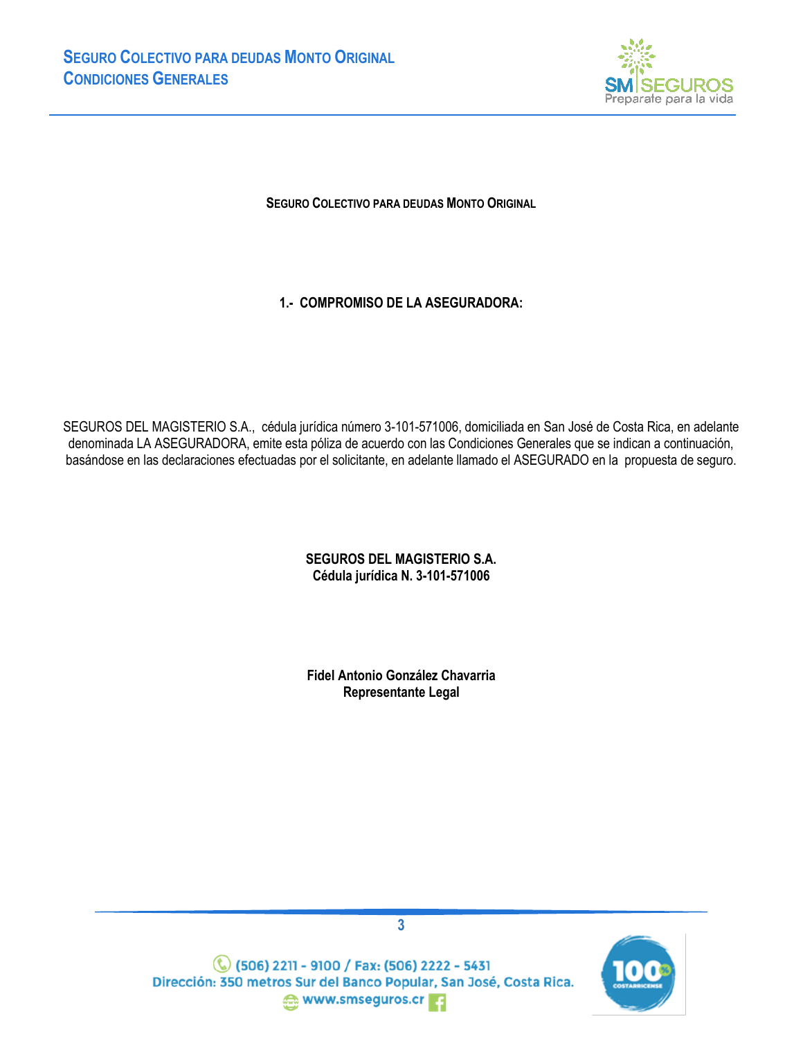# SEGURO COLECTIVO PARA DEUDAS MONTO ORIGINAL

## 1.- COMPROMISO DE LA ASEGURADORA:

SEGUROS DEL MAGISTERIO S.A., cédula jurídica número 3-101-571006, domiciliada en San José de Costa Rica, en adelante denominada LA ASEGURADORA, emite esta póliza de acuerdo con las Condiciones Generales que se indican a continuación, basándose en las declaraciones efectuadas por el solicitante, en adelante llamado el ASEGURADO en la propuesta de seguro.

**SEGUROS DEL MAGISTERIO S.A.**
**Cédula jurídica N. 3-101-571006**

**Fidel Antonio González Chavarria**
**Representante Legal**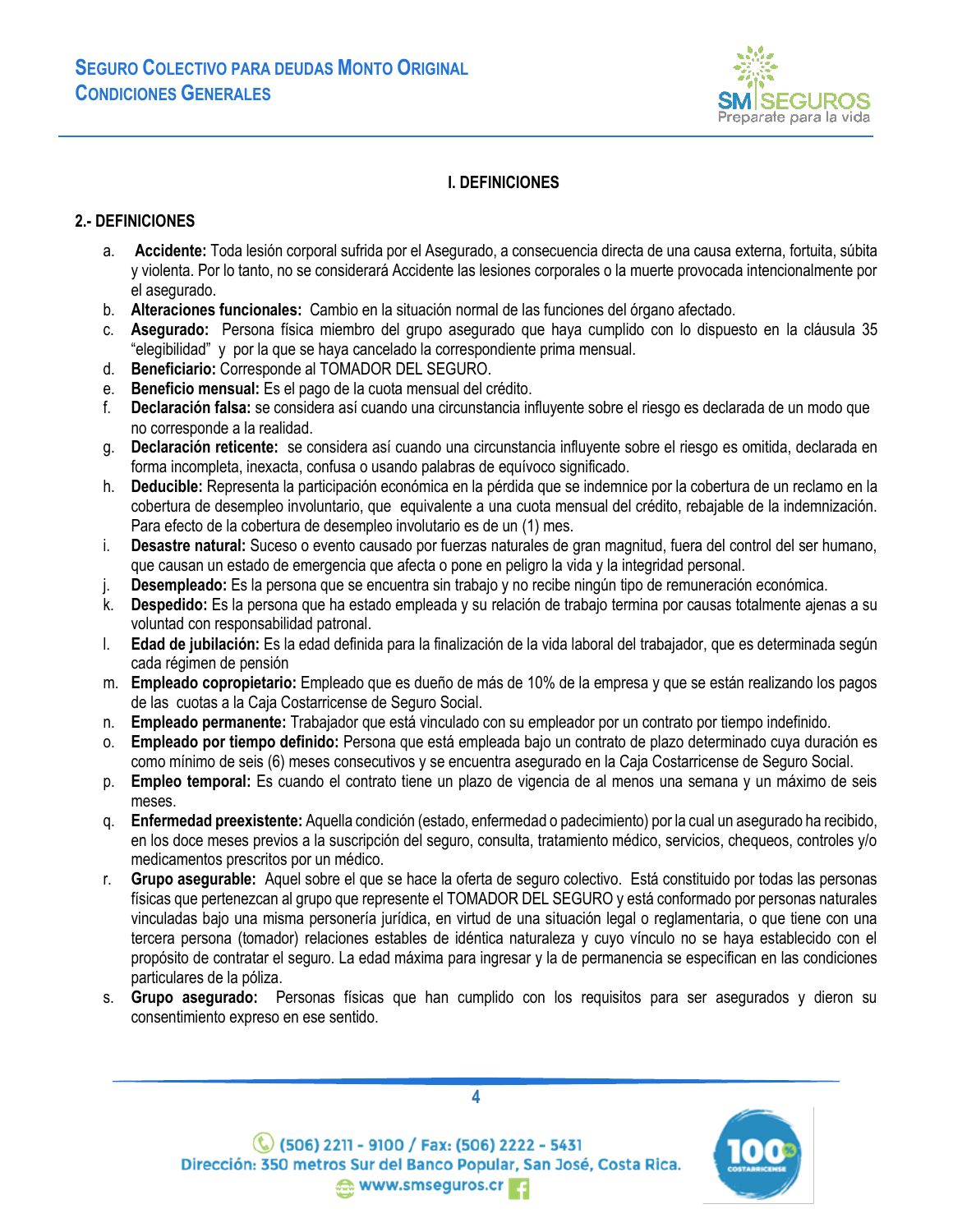## I. DEFINICIONES

### 2.- DEFINICIONES

a. **Accidente:** Toda lesión corporal sufrida por el Asegurado, a consecuencia directa de una causa externa, fortuita, súbita y violenta. Por lo tanto, no se considerará Accidente las lesiones corporales o la muerte provocada intencionalmente por el asegurado.
b. **Alteraciones funcionales:** Cambio en la situación normal de las funciones del órgano afectado.
c. **Asegurado:** Persona física miembro del grupo asegurado que haya cumplido con lo dispuesto en la cláusula 35 "elegibilidad" y por la que se haya cancelado la correspondiente prima mensual.
d. **Beneficiario:** Corresponde al TOMADOR DEL SEGURO.
e. **Beneficio mensual:** Es el pago de la cuota mensual del crédito.
f. **Declaración falsa:** se considera así cuando una circunstancia influyente sobre el riesgo es declarada de un modo que no corresponde a la realidad.
g. **Declaración reticente:** se considera así cuando una circunstancia influyente sobre el riesgo es omitida, declarada en forma incompleta, inexacta, confusa o usando palabras de equívoco significado.
h. **Deducible:** Representa la participación económica en la pérdida que se indemnice por la cobertura de un reclamo en la cobertura de desempleo involuntario, que equivalente a una cuota mensual del crédito, rebajable de la indemnización. Para efecto de la cobertura de desempleo involutario es de un (1) mes.
i. **Desastre natural:** Suceso o evento causado por fuerzas naturales de gran magnitud, fuera del control del ser humano, que causan un estado de emergencia que afecta o pone en peligro la vida y la integridad personal.
j. **Desempleado:** Es la persona que se encuentra sin trabajo y no recibe ningún tipo de remuneración económica.
k. **Despedido:** Es la persona que ha estado empleada y su relación de trabajo termina por causas totalmente ajenas a su voluntad con responsabilidad patronal.
l. **Edad de jubilación:** Es la edad definida para la finalización de la vida laboral del trabajador, que es determinada según cada régimen de pensión
m. **Empleado copropietario:** Empleado que es dueño de más de 10% de la empresa y que se están realizando los pagos de las cuotas a la Caja Costarricense de Seguro Social.
n. **Empleado permanente:** Trabajador que está vinculado con su empleador por un contrato por tiempo indefinido.
o. **Empleado por tiempo definido:** Persona que está empleada bajo un contrato de plazo determinado cuya duración es como mínimo de seis (6) meses consecutivos y se encuentra asegurado en la Caja Costarricense de Seguro Social.
p. **Empleo temporal:** Es cuando el contrato tiene un plazo de vigencia de al menos una semana y un máximo de seis meses.
q. **Enfermedad preexistente:** Aquella condición (estado, enfermedad o padecimiento) por la cual un asegurado ha recibido, en los doce meses previos a la suscripción del seguro, consulta, tratamiento médico, servicios, chequeos, controles y/o medicamentos prescritos por un médico.
r. **Grupo asegurable:** Aquel sobre el que se hace la oferta de seguro colectivo. Está constituido por todas las personas físicas que pertenezcan al grupo que represente el TOMADOR DEL SEGURO y está conformado por personas naturales vinculadas bajo una misma personería jurídica, en virtud de una situación legal o reglamentaria, o que tiene con una tercera persona (tomador) relaciones estables de idéntica naturaleza y cuyo vínculo no se haya establecido con el propósito de contratar el seguro. La edad máxima para ingresar y la de permanencia se especifican en las condiciones particulares de la póliza.
s. **Grupo asegurado:** Personas físicas que han cumplido con los requisitos para ser asegurados y dieron su consentimiento expreso en ese sentido.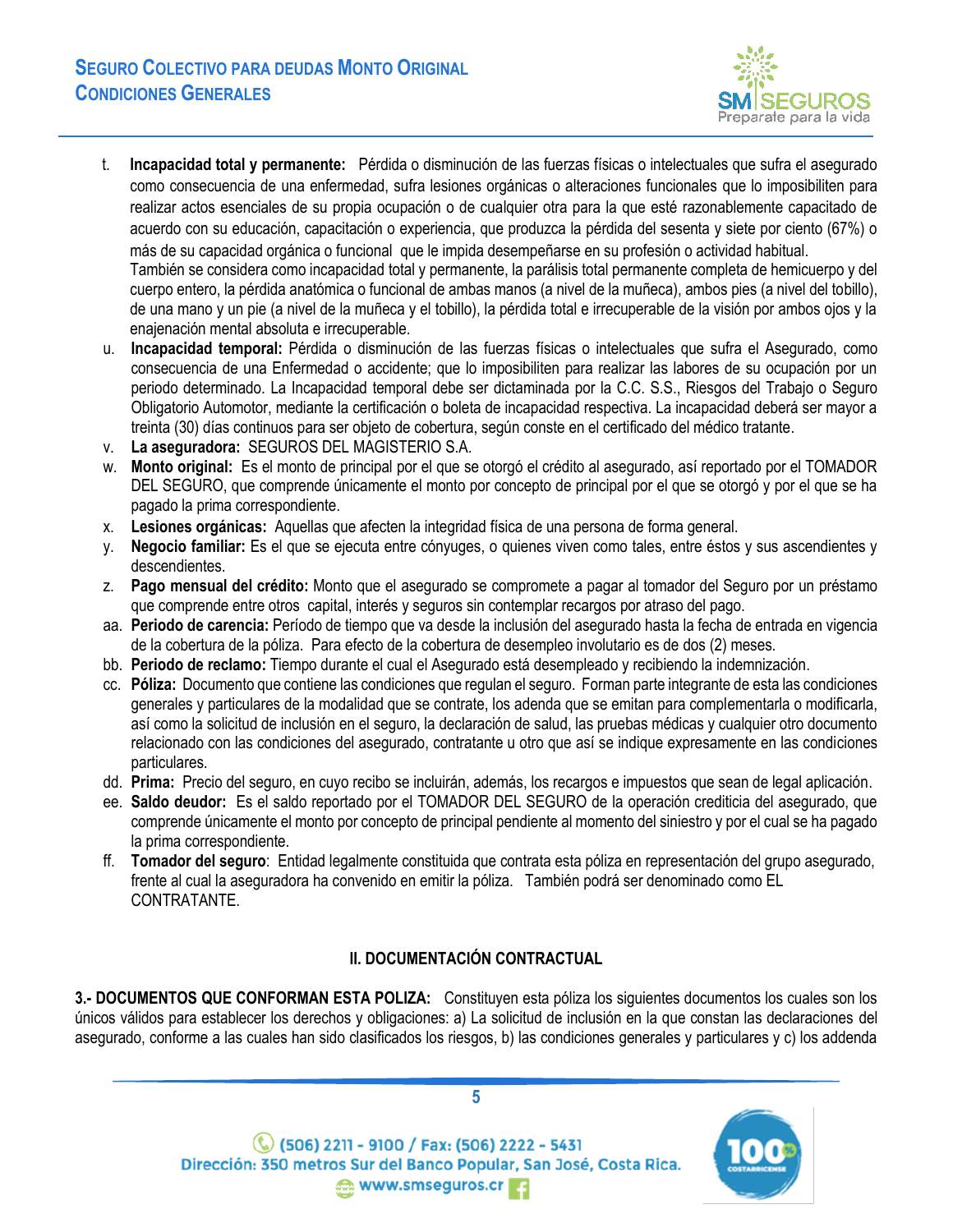t. **Incapacidad total y permanente:** Pérdida o disminución de las fuerzas físicas o intelectuales que sufra el asegurado como consecuencia de una enfermedad, sufra lesiones orgánicas o alteraciones funcionales que lo imposibiliten para realizar actos esenciales de su propia ocupación o de cualquier otra para la que esté razonablemente capacitado de acuerdo con su educación, capacitación o experiencia, que produzca la pérdida del sesenta y siete por ciento (67%) o más de su capacidad orgánica o funcional que le impida desempeñarse en su profesión o actividad habitual.
   También se considera como incapacidad total y permanente, la parálisis total permanente completa de hemicuerpo y del cuerpo entero, la pérdida anatómica o funcional de ambas manos (a nivel de la muñeca), ambos pies (a nivel del tobillo), de una mano y un pie (a nivel de la muñeca y el tobillo), la pérdida total e irrecuperable de la visión por ambos ojos y la enajenación mental absoluta e irrecuperable.

u. **Incapacidad temporal:** Pérdida o disminución de las fuerzas físicas o intelectuales que sufra el Asegurado, como consecuencia de una Enfermedad o accidente; que lo imposibiliten para realizar las labores de su ocupación por un periodo determinado. La Incapacidad temporal debe ser dictaminada por la C.C. S.S., Riesgos del Trabajo o Seguro Obligatorio Automotor, mediante la certificación o boleta de incapacidad respectiva. La incapacidad deberá ser mayor a treinta (30) días continuos para ser objeto de cobertura, según conste en el certificado del médico tratante.

v. **La aseguradora:** SEGUROS DEL MAGISTERIO S.A.

w. **Monto original:** Es el monto de principal por el que se otorgó el crédito al asegurado, así reportado por el TOMADOR DEL SEGURO, que comprende únicamente el monto por concepto de principal por el que se otorgó y por el que se ha pagado la prima correspondiente.

x. **Lesiones orgánicas:** Aquellas que afecten la integridad física de una persona de forma general.

y. **Negocio familiar:** Es el que se ejecuta entre cónyuges, o quienes viven como tales, entre éstos y sus ascendientes y descendientes.

z. **Pago mensual del crédito:** Monto que el asegurado se compromete a pagar al tomador del Seguro por un préstamo que comprende entre otros capital, interés y seguros sin contemplar recargos por atraso del pago.

aa. **Periodo de carencia:** Período de tiempo que va desde la inclusión del asegurado hasta la fecha de entrada en vigencia de la cobertura de la póliza. Para efecto de la cobertura de desempleo involuntario es de dos (2) meses.

bb. **Periodo de reclamo:** Tiempo durante el cual el Asegurado está desempleado y recibiendo la indemnización.

cc. **Póliza:** Documento que contiene las condiciones que regulan el seguro. Forman parte integrante de esta las condiciones generales y particulares de la modalidad que se contrate, los adenda que se emitan para complementarla o modificarla, así como la solicitud de inclusión en el seguro, la declaración de salud, las pruebas médicas y cualquier otro documento relacionado con las condiciones del asegurado, contratante u otro que así se indique expresamente en las condiciones particulares.

dd. **Prima:** Precio del seguro, en cuyo recibo se incluirán, además, los recargos e impuestos que sean de legal aplicación.

ee. **Saldo deudor:** Es el saldo reportado por el TOMADOR DEL SEGURO de la operación crediticia del asegurado, que comprende únicamente el monto por concepto de principal pendiente al momento del siniestro y por el cual se ha pagado la prima correspondiente.

ff. **Tomador del seguro**: Entidad legalmente constituida que contrata esta póliza en representación del grupo asegurado, frente al cual la aseguradora ha convenido en emitir la póliza. También podrá ser denominado como EL CONTRATANTE.

## II. DOCUMENTACIÓN CONTRACTUAL

**3.- DOCUMENTOS QUE CONFORMAN ESTA POLIZA:** Constituyen esta póliza los siguientes documentos los cuales son los únicos válidos para establecer los derechos y obligaciones: a) La solicitud de inclusión en la que constan las declaraciones del asegurado, conforme a las cuales han sido clasificados los riesgos, b) las condiciones generales y particulares y c) los addenda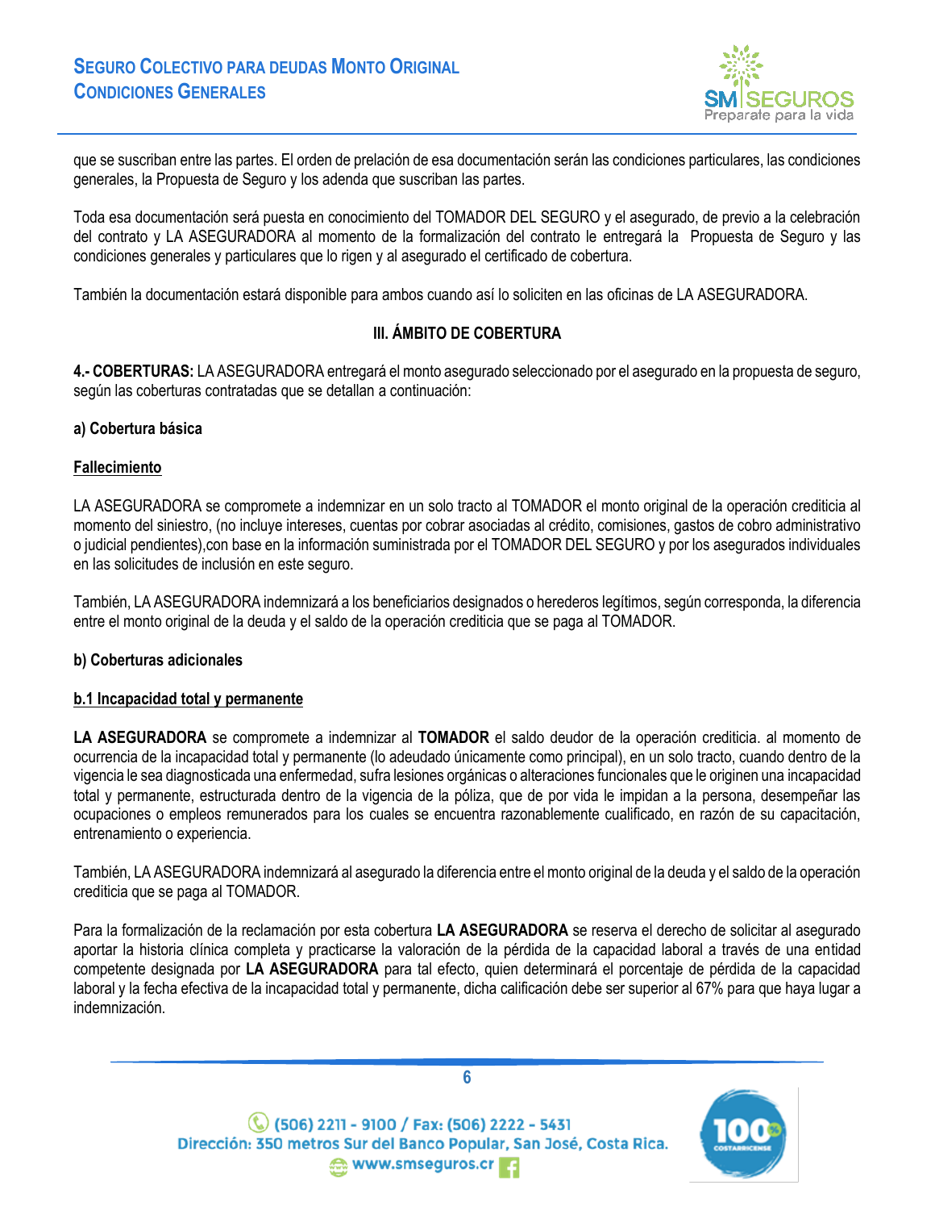que se suscriban entre las partes. El orden de prelación de esa documentación serán las condiciones particulares, las condiciones generales, la Propuesta de Seguro y los adenda que suscriban las partes.

Toda esa documentación será puesta en conocimiento del TOMADOR DEL SEGURO y el asegurado, de previo a la celebración del contrato y LA ASEGURADORA al momento de la formalización del contrato le entregará la Propuesta de Seguro y las condiciones generales y particulares que lo rigen y al asegurado el certificado de cobertura.

También la documentación estará disponible para ambos cuando así lo soliciten en las oficinas de LA ASEGURADORA.

## III. ÁMBITO DE COBERTURA

**4.- COBERTURAS:** LA ASEGURADORA entregará el monto asegurado seleccionado por el asegurado en la propuesta de seguro, según las coberturas contratadas que se detallan a continuación:

**a) Cobertura básica**

**Fallecimiento**

LA ASEGURADORA se compromete a indemnizar en un solo tracto al TOMADOR el monto original de la operación crediticia al momento del siniestro, (no incluye intereses, cuentas por cobrar asociadas al crédito, comisiones, gastos de cobro administrativo o judicial pendientes),con base en la información suministrada por el TOMADOR DEL SEGURO y por los asegurados individuales en las solicitudes de inclusión en este seguro.

También, LA ASEGURADORA indemnizará a los beneficiarios designados o herederos legítimos, según corresponda, la diferencia entre el monto original de la deuda y el saldo de la operación crediticia que se paga al TOMADOR.

**b) Coberturas adicionales**

**b.1 Incapacidad total y permanente**

**LA ASEGURADORA** se compromete a indemnizar al **TOMADOR** el saldo deudor de la operación crediticia. al momento de ocurrencia de la incapacidad total y permanente (lo adeudado únicamente como principal), en un solo tracto, cuando dentro de la vigencia le sea diagnosticada una enfermedad, sufra lesiones orgánicas o alteraciones funcionales que le originen una incapacidad total y permanente, estructurada dentro de la vigencia de la póliza, que de por vida le impidan a la persona, desempeñar las ocupaciones o empleos remunerados para los cuales se encuentra razonablemente cualificado, en razón de su capacitación, entrenamiento o experiencia.

También, LA ASEGURADORA indemnizará al asegurado la diferencia entre el monto original de la deuda y el saldo de la operación crediticia que se paga al TOMADOR.

Para la formalización de la reclamación por esta cobertura **LA ASEGURADORA** se reserva el derecho de solicitar al asegurado aportar la historia clínica completa y practicarse la valoración de la pérdida de la capacidad laboral a través de una entidad competente designada por **LA ASEGURADORA** para tal efecto, quien determinará el porcentaje de pérdida de la capacidad laboral y la fecha efectiva de la incapacidad total y permanente, dicha calificación debe ser superior al 67% para que haya lugar a indemnización.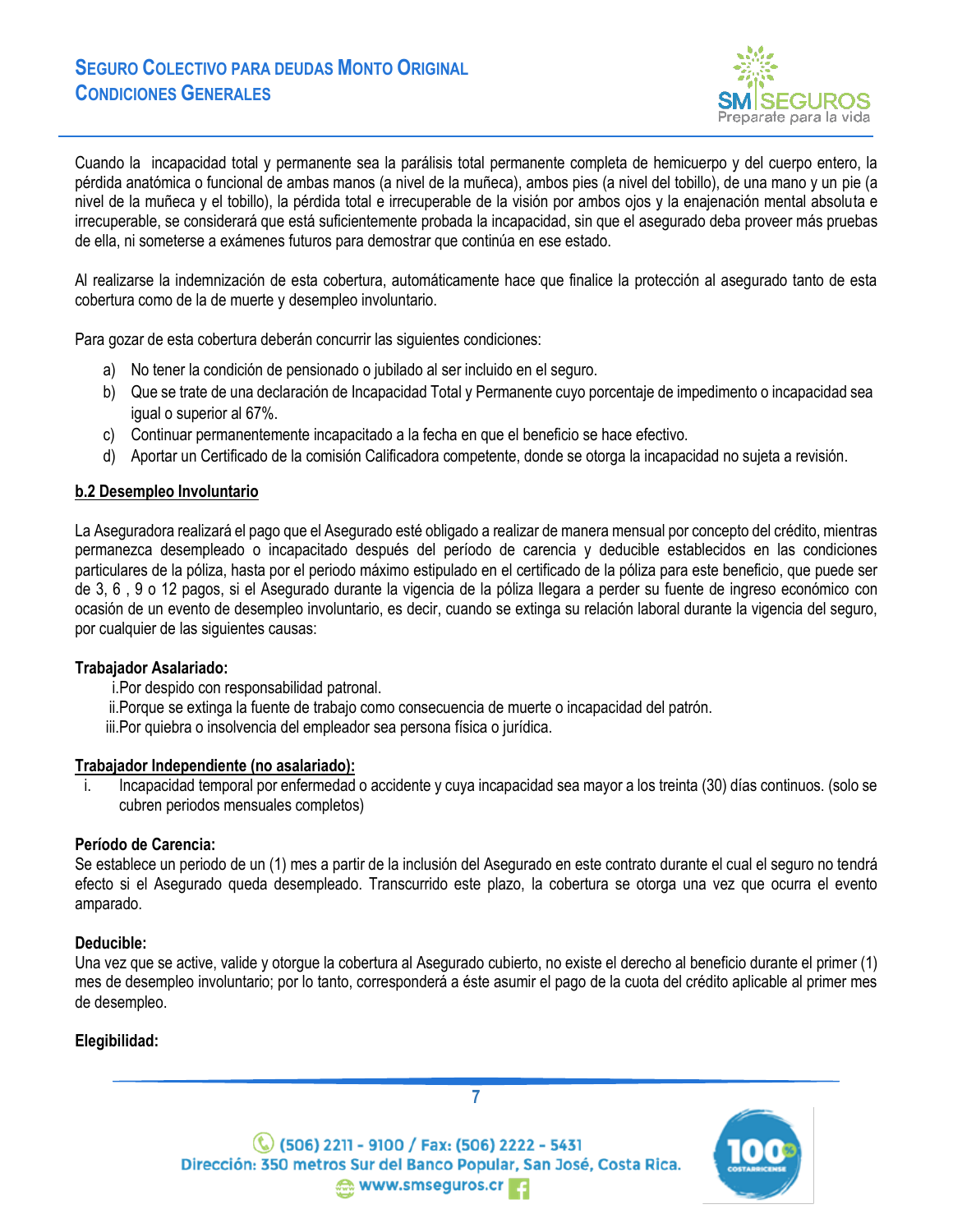Cuando la incapacidad total y permanente sea la parálisis total permanente completa de hemicuerpo y del cuerpo entero, la pérdida anatómica o funcional de ambas manos (a nivel de la muñeca), ambos pies (a nivel del tobillo), de una mano y un pie (a nivel de la muñeca y el tobillo), la pérdida total e irrecuperable de la visión por ambos ojos y la enajenación mental absoluta e irrecuperable, se considerará que está suficientemente probada la incapacidad, sin que el asegurado deba proveer más pruebas de ella, ni someterse a exámenes futuros para demostrar que continúa en ese estado.

Al realizarse la indemnización de esta cobertura, automáticamente hace que finalice la protección al asegurado tanto de esta cobertura como de la de muerte y desempleo involuntario.

Para gozar de esta cobertura deberán concurrir las siguientes condiciones:

a) No tener la condición de pensionado o jubilado al ser incluido en el seguro.
b) Que se trate de una declaración de Incapacidad Total y Permanente cuyo porcentaje de impedimento o incapacidad sea igual o superior al 67%.
c) Continuar permanentemente incapacitado a la fecha en que el beneficio se hace efectivo.
d) Aportar un Certificado de la comisión Calificadora competente, donde se otorga la incapacidad no sujeta a revisión.

**b.2 Desempleo Involuntario**

La Aseguradora realizará el pago que el Asegurado esté obligado a realizar de manera mensual por concepto del crédito, mientras permanezca desempleado o incapacitado después del período de carencia y deducible establecidos en las condiciones particulares de la póliza, hasta por el periodo máximo estipulado en el certificado de la póliza para este beneficio, que puede ser de 3, 6 , 9 o 12 pagos, si el Asegurado durante la vigencia de la póliza llegara a perder su fuente de ingreso económico con ocasión de un evento de desempleo involuntario, es decir, cuando se extinga su relación laboral durante la vigencia del seguro, por cualquier de las siguientes causas:

**Trabajador Asalariado:**

i. Por despido con responsabilidad patronal.
ii. Porque se extinga la fuente de trabajo como consecuencia de muerte o incapacidad del patrón.
iii. Por quiebra o insolvencia del empleador sea persona física o jurídica.

**Trabajador Independiente (no asalariado):**

i. Incapacidad temporal por enfermedad o accidente y cuya incapacidad sea mayor a los treinta (30) días continuos. (solo se cubren periodos mensuales completos)

**Período de Carencia:**
Se establece un periodo de un (1) mes a partir de la inclusión del Asegurado en este contrato durante el cual el seguro no tendrá efecto si el Asegurado queda desempleado. Transcurrido este plazo, la cobertura se otorga una vez que ocurra el evento amparado.

**Deducible:**
Una vez que se active, valide y otorgue la cobertura al Asegurado cubierto, no existe el derecho al beneficio durante el primer (1) mes de desempleo involuntario; por lo tanto, corresponderá a éste asumir el pago de la cuota del crédito aplicable al primer mes de desempleo.

**Elegibilidad:**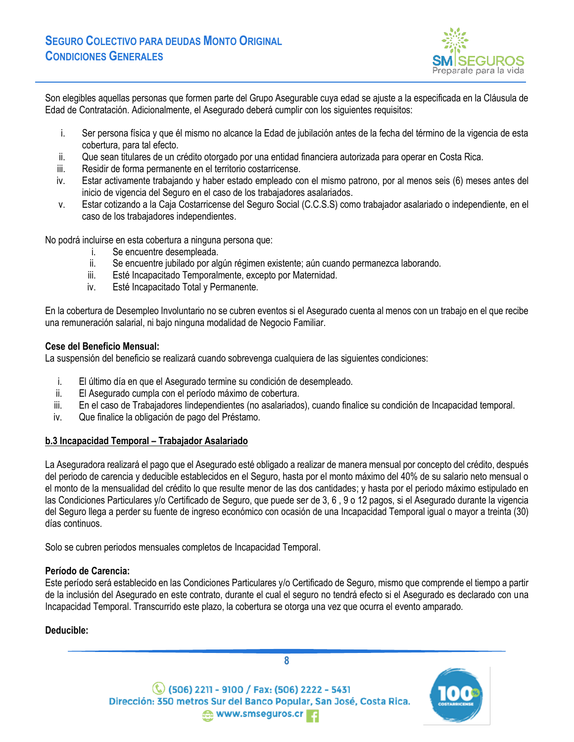Son elegibles aquellas personas que formen parte del Grupo Asegurable cuya edad se ajuste a la especificada en la Cláusula de Edad de Contratación. Adicionalmente, el Asegurado deberá cumplir con los siguientes requisitos:

i. Ser persona física y que él mismo no alcance la Edad de jubilación antes de la fecha del término de la vigencia de esta cobertura, para tal efecto.
ii. Que sean titulares de un crédito otorgado por una entidad financiera autorizada para operar en Costa Rica.
iii. Residir de forma permanente en el territorio costarricense.
iv. Estar activamente trabajando y haber estado empleado con el mismo patrono, por al menos seis (6) meses antes del inicio de vigencia del Seguro en el caso de los trabajadores asalariados.
v. Estar cotizando a la Caja Costarricense del Seguro Social (C.C.S.S) como trabajador asalariado o independiente, en el caso de los trabajadores independientes.

No podrá incluirse en esta cobertura a ninguna persona que:

i. Se encuentre desempleada.
ii. Se encuentre jubilado por algún régimen existente; aún cuando permanezca laborando.
iii. Esté Incapacitado Temporalmente, excepto por Maternidad.
iv. Esté Incapacitado Total y Permanente.

En la cobertura de Desempleo Involuntario no se cubren eventos si el Asegurado cuenta al menos con un trabajo en el que recibe una remuneración salarial, ni bajo ninguna modalidad de Negocio Familiar.

**Cese del Beneficio Mensual:**
La suspensión del beneficio se realizará cuando sobrevenga cualquiera de las siguientes condiciones:

i. El último día en que el Asegurado termine su condición de desempleado.
ii. El Asegurado cumpla con el período máximo de cobertura.
iii. En el caso de Trabajadores Iindependientes (no asalariados), cuando finalice su condición de Incapacidad temporal.
iv. Que finalice la obligación de pago del Préstamo.

**b.3 Incapacidad Temporal – Trabajador Asalariado**

La Aseguradora realizará el pago que el Asegurado esté obligado a realizar de manera mensual por concepto del crédito, después del periodo de carencia y deducible establecidos en el Seguro, hasta por el monto máximo del 40% de su salario neto mensual o el monto de la mensualidad del crédito lo que resulte menor de las dos cantidades; y hasta por el periodo máximo estipulado en las Condiciones Particulares y/o Certificado de Seguro, que puede ser de 3, 6 , 9 o 12 pagos, si el Asegurado durante la vigencia del Seguro llega a perder su fuente de ingreso económico con ocasión de una Incapacidad Temporal igual o mayor a treinta (30) días continuos.

Solo se cubren periodos mensuales completos de Incapacidad Temporal.

**Período de Carencia:**
Este período será establecido en las Condiciones Particulares y/o Certificado de Seguro, mismo que comprende el tiempo a partir de la inclusión del Asegurado en este contrato, durante el cual el seguro no tendrá efecto si el Asegurado es declarado con una Incapacidad Temporal. Transcurrido este plazo, la cobertura se otorga una vez que ocurra el evento amparado.

**Deducible:**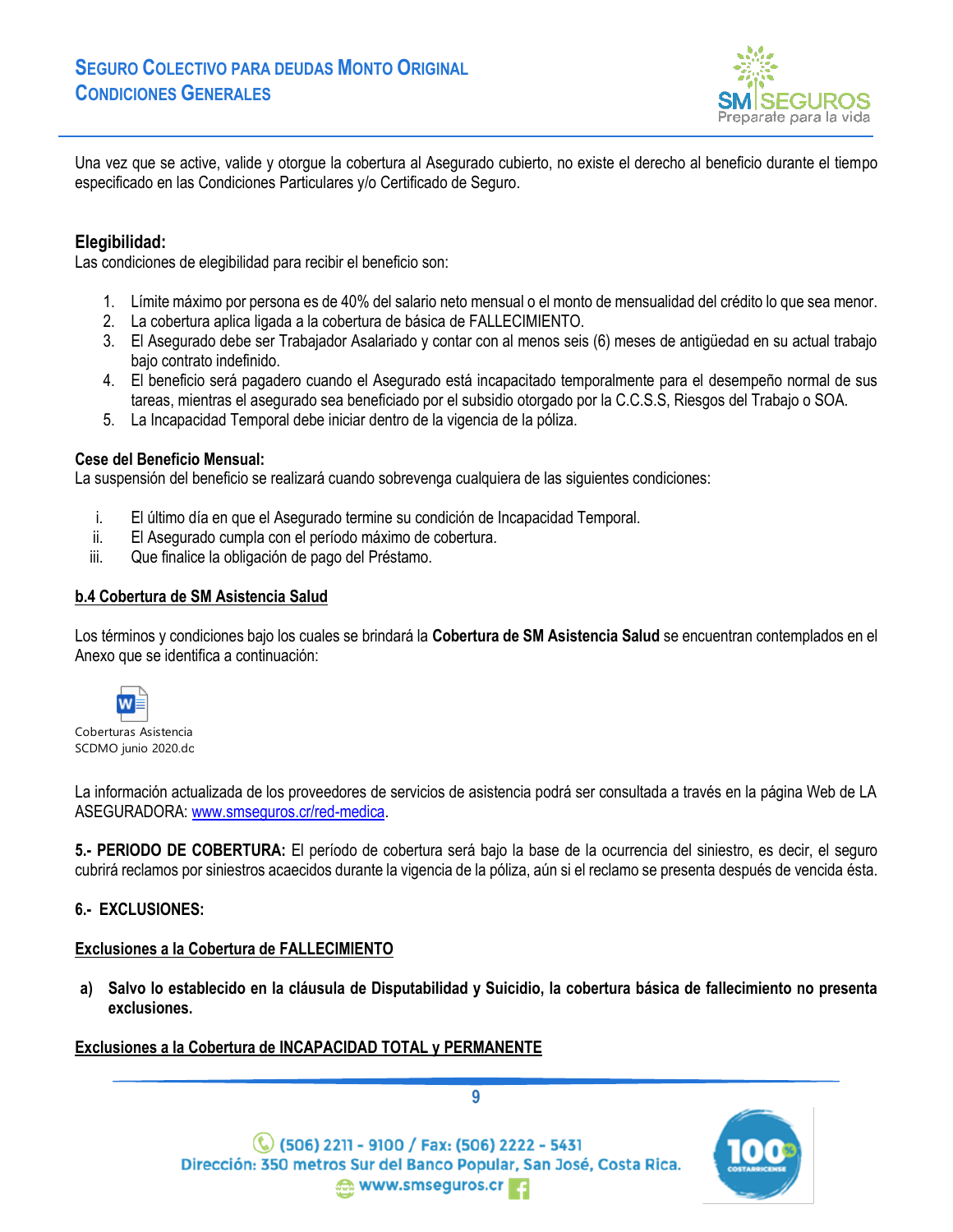Una vez que se active, valide y otorgue la cobertura al Asegurado cubierto, no existe el derecho al beneficio durante el tiempo especificado en las Condiciones Particulares y/o Certificado de Seguro.

**Elegibilidad:**
Las condiciones de elegibilidad para recibir el beneficio son:

1. Límite máximo por persona es de 40% del salario neto mensual o el monto de mensualidad del crédito lo que sea menor.
2. La cobertura aplica ligada a la cobertura de básica de FALLECIMIENTO.
3. El Asegurado debe ser Trabajador Asalariado y contar con al menos seis (6) meses de antigüedad en su actual trabajo bajo contrato indefinido.
4. El beneficio será pagadero cuando el Asegurado está incapacitado temporalmente para el desempeño normal de sus tareas, mientras el asegurado sea beneficiado por el subsidio otorgado por la C.C.S.S, Riesgos del Trabajo o SOA.
5. La Incapacidad Temporal debe iniciar dentro de la vigencia de la póliza.

**Cese del Beneficio Mensual:**
La suspensión del beneficio se realizará cuando sobrevenga cualquiera de las siguientes condiciones:

i. El último día en que el Asegurado termine su condición de Incapacidad Temporal.
ii. El Asegurado cumpla con el período máximo de cobertura.
iii. Que finalice la obligación de pago del Préstamo.

**b.4 Cobertura de SM Asistencia Salud**

Los términos y condiciones bajo los cuales se brindará la **Cobertura de SM Asistencia Salud** se encuentran contemplados en el Anexo que se identifica a continuación:

Coberturas Asistencia SCDMO junio 2020.dc

La información actualizada de los proveedores de servicios de asistencia podrá ser consultada a través en la página Web de LA ASEGURADORA: www.smseguros.cr/red-medica.

**5.- PERIODO DE COBERTURA:** El período de cobertura será bajo la base de la ocurrencia del siniestro, es decir, el seguro cubrirá reclamos por siniestros acaecidos durante la vigencia de la póliza, aún si el reclamo se presenta después de vencida ésta.

**6.- EXCLUSIONES:**

**Exclusiones a la Cobertura de FALLECIMIENTO**

**a) Salvo lo establecido en la cláusula de Disputabilidad y Suicidio, la cobertura básica de fallecimiento no presenta exclusiones.**

**Exclusiones a la Cobertura de INCAPACIDAD TOTAL y PERMANENTE**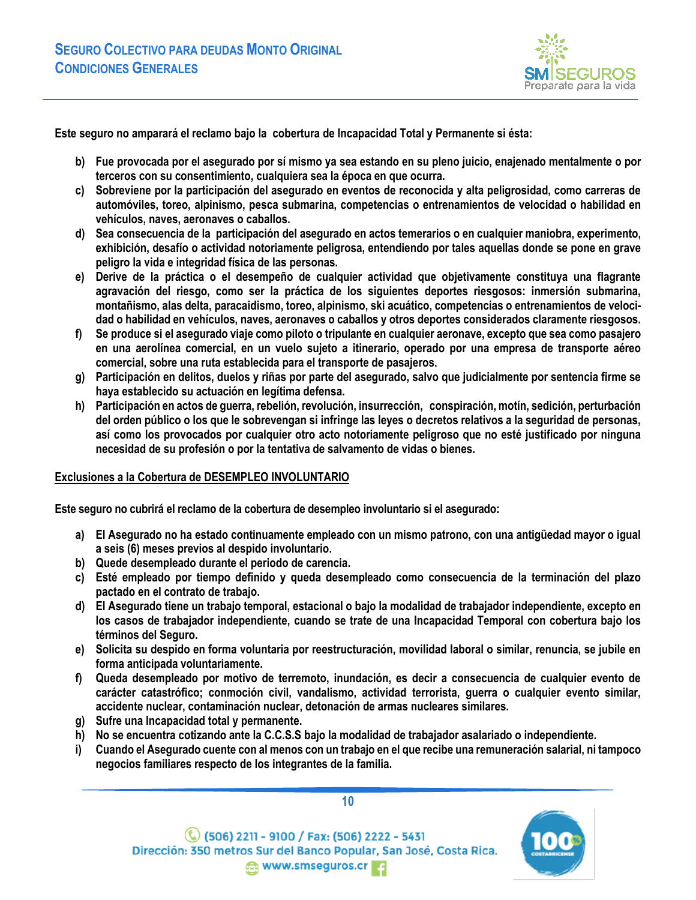**Este seguro no amparará el reclamo bajo la cobertura de Incapacidad Total y Permanente si ésta:**

b) **Fue provocada por el asegurado por sí mismo ya sea estando en su pleno juicio, enajenado mentalmente o por terceros con su consentimiento, cualquiera sea la época en que ocurra.**

c) **Sobreviene por la participación del asegurado en eventos de reconocida y alta peligrosidad, como carreras de automóviles, toreo, alpinismo, pesca submarina, competencias o entrenamientos de velocidad o habilidad en vehículos, naves, aeronaves o caballos.**

d) **Sea consecuencia de la participación del asegurado en actos temerarios o en cualquier maniobra, experimento, exhibición, desafío o actividad notoriamente peligrosa, entendiendo por tales aquellas donde se pone en grave peligro la vida e integridad física de las personas.**

e) **Derive de la práctica o el desempeño de cualquier actividad que objetivamente constituya una flagrante agravación del riesgo, como ser la práctica de los siguientes deportes riesgosos: inmersión submarina, montañismo, alas delta, paracaidismo, toreo, alpinismo, ski acuático, competencias o entrenamientos de velocidad o habilidad en vehículos, naves, aeronaves o caballos y otros deportes considerados claramente riesgosos.**

f) **Se produce si el asegurado viaje como piloto o tripulante en cualquier aeronave, excepto que sea como pasajero en una aerolínea comercial, en un vuelo sujeto a itinerario, operado por una empresa de transporte aéreo comercial, sobre una ruta establecida para el transporte de pasajeros.**

g) **Participación en delitos, duelos y riñas por parte del asegurado, salvo que judicialmente por sentencia firme se haya establecido su actuación en legítima defensa.**

h) **Participación en actos de guerra, rebelión, revolución, insurrección, conspiración, motín, sedición, perturbación del orden público o los que le sobrevengan si infringe las leyes o decretos relativos a la seguridad de personas, así como los provocados por cualquier otro acto notoriamente peligroso que no esté justificado por ninguna necesidad de su profesión o por la tentativa de salvamento de vidas o bienes.**

**<u>Exclusiones a la Cobertura de DESEMPLEO INVOLUNTARIO</u>**

**Este seguro no cubrirá el reclamo de la cobertura de desempleo involuntario si el asegurado:**

a) **El Asegurado no ha estado continuamente empleado con un mismo patrono, con una antigüedad mayor o igual a seis (6) meses previos al despido involuntario.**

b) **Quede desempleado durante el periodo de carencia.**

c) **Esté empleado por tiempo definido y queda desempleado como consecuencia de la terminación del plazo pactado en el contrato de trabajo.**

d) **El Asegurado tiene un trabajo temporal, estacional o bajo la modalidad de trabajador independiente, excepto en los casos de trabajador independiente, cuando se trate de una Incapacidad Temporal con cobertura bajo los términos del Seguro.**

e) **Solicita su despido en forma voluntaria por reestructuración, movilidad laboral o similar, renuncia, se jubile en forma anticipada voluntariamente.**

f) **Queda desempleado por motivo de terremoto, inundación, es decir a consecuencia de cualquier evento de carácter catastrófico; conmoción civil, vandalismo, actividad terrorista, guerra o cualquier evento similar, accidente nuclear, contaminación nuclear, detonación de armas nucleares similares.**

g) **Sufre una Incapacidad total y permanente.**

h) **No se encuentra cotizando ante la C.C.S.S bajo la modalidad de trabajador asalariado o independiente.**

i) **Cuando el Asegurado cuente con al menos con un trabajo en el que recibe una remuneración salarial, ni tampoco negocios familiares respecto de los integrantes de la familia.**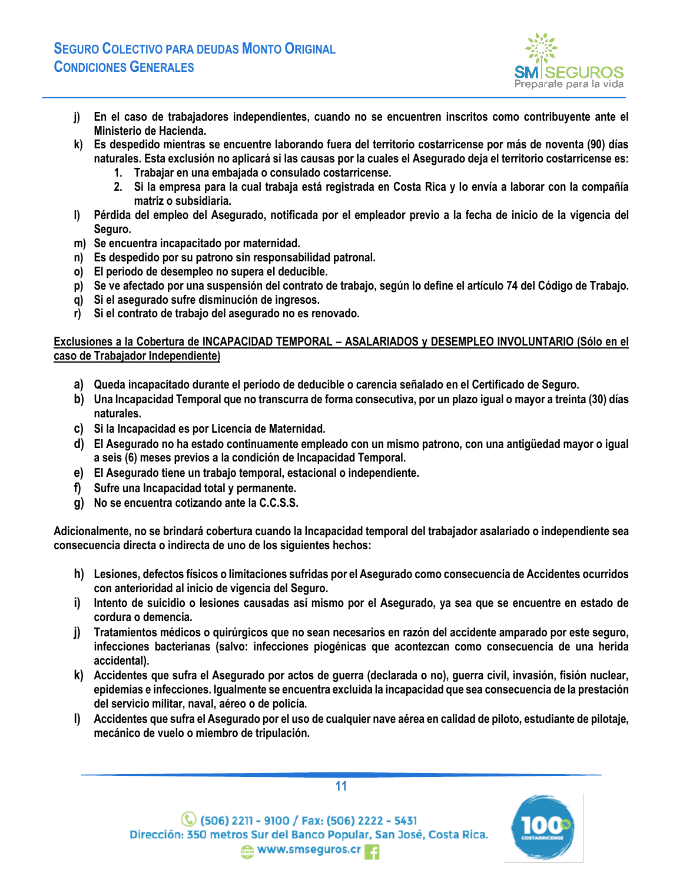j) **En el caso de trabajadores independientes, cuando no se encuentren inscritos como contribuyente ante el Ministerio de Hacienda.**

k) **Es despedido mientras se encuentre laborando fuera del territorio costarricense por más de noventa (90) días naturales. Esta exclusión no aplicará si las causas por las cuales el Asegurado deja el territorio costarricense es:**
   1. **Trabajar en una embajada o consulado costarricense.**
   2. **Si la empresa para la cual trabaja está registrada en Costa Rica y lo envía a laborar con la compañía matriz o subsidiaria.**

l) **Pérdida del empleo del Asegurado, notificada por el empleador previo a la fecha de inicio de la vigencia del Seguro.**

m) **Se encuentra incapacitado por maternidad.**

n) **Es despedido por su patrono sin responsabilidad patronal.**

o) **El periodo de desempleo no supera el deducible.**

p) **Se ve afectado por una suspensión del contrato de trabajo, según lo define el artículo 74 del Código de Trabajo.**

q) **Si el asegurado sufre disminución de ingresos.**

r) **Si el contrato de trabajo del asegurado no es renovado.**

**<u>Exclusiones a la Cobertura de INCAPACIDAD TEMPORAL – ASALARIADOS y DESEMPLEO INVOLUNTARIO (Sólo en el caso de Trabajador Independiente)</u>**

a) **Queda incapacitado durante el período de deducible o carencia señalado en el Certificado de Seguro.**

b) **Una Incapacidad Temporal que no transcurra de forma consecutiva, por un plazo igual o mayor a treinta (30) días naturales.**

c) **Si la Incapacidad es por Licencia de Maternidad.**

d) **El Asegurado no ha estado continuamente empleado con un mismo patrono, con una antigüedad mayor o igual a seis (6) meses previos a la condición de Incapacidad Temporal.**

e) **El Asegurado tiene un trabajo temporal, estacional o independiente.**

f) **Sufre una Incapacidad total y permanente.**

g) **No se encuentra cotizando ante la C.C.S.S.**

**Adicionalmente, no se brindará cobertura cuando la Incapacidad temporal del trabajador asalariado o independiente sea consecuencia directa o indirecta de uno de los siguientes hechos:**

h) **Lesiones, defectos físicos o limitaciones sufridas por el Asegurado como consecuencia de Accidentes ocurridos con anterioridad al inicio de vigencia del Seguro.**

i) **Intento de suicidio o lesiones causadas así mismo por el Asegurado, ya sea que se encuentre en estado de cordura o demencia.**

j) **Tratamientos médicos o quirúrgicos que no sean necesarios en razón del accidente amparado por este seguro, infecciones bacterianas (salvo: infecciones piogénicas que acontezcan como consecuencia de una herida accidental).**

k) **Accidentes que sufra el Asegurado por actos de guerra (declarada o no), guerra civil, invasión, fisión nuclear, epidemias e infecciones. Igualmente se encuentra excluida la incapacidad que sea consecuencia de la prestación del servicio militar, naval, aéreo o de policía.**

l) **Accidentes que sufra el Asegurado por el uso de cualquier nave aérea en calidad de piloto, estudiante de pilotaje, mecánico de vuelo o miembro de tripulación.**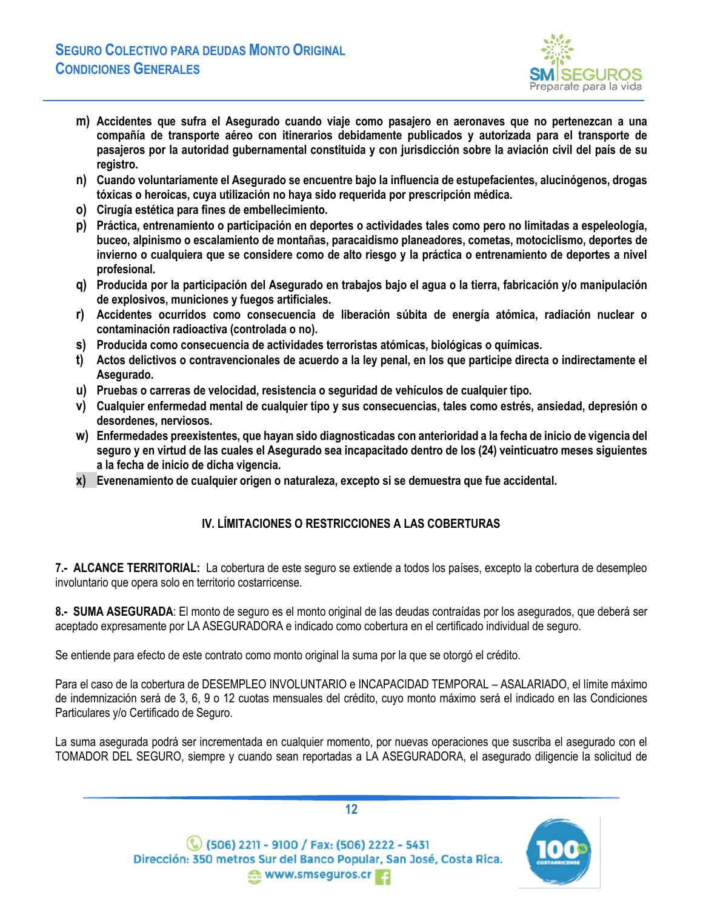**m) Accidentes que sufra el Asegurado cuando viaje como pasajero en aeronaves que no pertenezcan a una compañía de transporte aéreo con itinerarios debidamente publicados y autorizada para el transporte de pasajeros por la autoridad gubernamental constituida y con jurisdicción sobre la aviación civil del país de su registro.**

**n) Cuando voluntariamente el Asegurado se encuentre bajo la influencia de estupefacientes, alucinógenos, drogas tóxicas o heroicas, cuya utilización no haya sido requerida por prescripción médica.**

**o) Cirugía estética para fines de embellecimiento.**

**p) Práctica, entrenamiento o participación en deportes o actividades tales como pero no limitadas a espeleología, buceo, alpinismo o escalamiento de montañas, paracaidismo planeadores, cometas, motociclismo, deportes de invierno o cualquiera que se considere como de alto riesgo y la práctica o entrenamiento de deportes a nivel profesional.**

**q) Producida por la participación del Asegurado en trabajos bajo el agua o la tierra, fabricación y/o manipulación de explosivos, municiones y fuegos artificiales.**

**r) Accidentes ocurridos como consecuencia de liberación súbita de energía atómica, radiación nuclear o contaminación radioactiva (controlada o no).**

**s) Producida como consecuencia de actividades terroristas atómicas, biológicas o químicas.**

**t) Actos delictivos o contravencionales de acuerdo a la ley penal, en los que participe directa o indirectamente el Asegurado.**

**u) Pruebas o carreras de velocidad, resistencia o seguridad de vehículos de cualquier tipo.**

**v) Cualquier enfermedad mental de cualquier tipo y sus consecuencias, tales como estrés, ansiedad, depresión o desordenes, nerviosos.**

**w) Enfermedades preexistentes, que hayan sido diagnosticadas con anterioridad a la fecha de inicio de vigencia del seguro y en virtud de las cuales el Asegurado sea incapacitado dentro de los (24) veinticuatro meses siguientes a la fecha de inicio de dicha vigencia.**

**x) Evenenamiento de cualquier origen o naturaleza, excepto si se demuestra que fue accidental.**

## IV. LÍMITACIONES O RESTRICCIONES A LAS COBERTURAS

**7.- ALCANCE TERRITORIAL:** La cobertura de este seguro se extiende a todos los países, excepto la cobertura de desempleo involuntario que opera solo en territorio costarricense.

**8.- SUMA ASEGURADA**: El monto de seguro es el monto original de las deudas contraídas por los asegurados, que deberá ser aceptado expresamente por LA ASEGURADORA e indicado como cobertura en el certificado individual de seguro.

Se entiende para efecto de este contrato como monto original la suma por la que se otorgó el crédito.

Para el caso de la cobertura de DESEMPLEO INVOLUNTARIO e INCAPACIDAD TEMPORAL – ASALARIADO, el límite máximo de indemnización será de 3, 6, 9 o 12 cuotas mensuales del crédito, cuyo monto máximo será el indicado en las Condiciones Particulares y/o Certificado de Seguro.

La suma asegurada podrá ser incrementada en cualquier momento, por nuevas operaciones que suscriba el asegurado con el TOMADOR DEL SEGURO, siempre y cuando sean reportadas a LA ASEGURADORA, el asegurado diligencie la solicitud de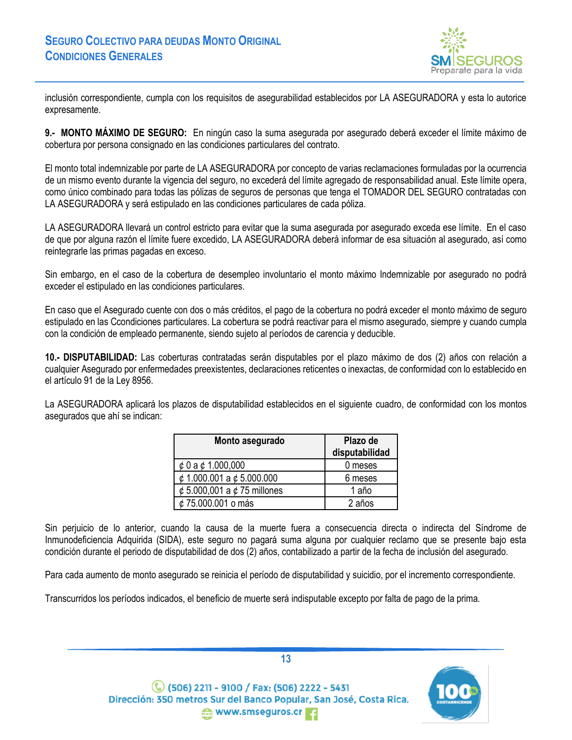inclusión correspondiente, cumpla con los requisitos de asegurabilidad establecidos por LA ASEGURADORA y esta lo autorice expresamente.

**9.- MONTO MÁXIMO DE SEGURO:** En ningún caso la suma asegurada por asegurado deberá exceder el límite máximo de cobertura por persona consignado en las condiciones particulares del contrato.

El monto total indemnizable por parte de LA ASEGURADORA por concepto de varias reclamaciones formuladas por la ocurrencia de un mismo evento durante la vigencia del seguro, no excederá del límite agregado de responsabilidad anual. Este límite opera, como único combinado para todas las pólizas de seguros de personas que tenga el TOMADOR DEL SEGURO contratadas con LA ASEGURADORA y será estipulado en las condiciones particulares de cada póliza.

LA ASEGURADORA llevará un control estricto para evitar que la suma asegurada por asegurado exceda ese límite. En el caso de que por alguna razón el límite fuere excedido, LA ASEGURADORA deberá informar de esa situación al asegurado, así como reintegrarle las primas pagadas en exceso.

Sin embargo, en el caso de la cobertura de desempleo involuntario el monto máximo Indemnizable por asegurado no podrá exceder el estipulado en las condiciones particulares.

En caso que el Asegurado cuente con dos o más créditos, el pago de la cobertura no podrá exceder el monto máximo de seguro estipulado en las Ccondiciones particulares. La cobertura se podrá reactivar para el mismo asegurado, siempre y cuando cumpla con la condición de empleado permanente, siendo sujeto al períodos de carencia y deducible.

**10.- DISPUTABILIDAD:** Las coberturas contratadas serán disputables por el plazo máximo de dos (2) años con relación a cualquier Asegurado por enfermedades preexistentes, declaraciones reticentes o inexactas, de conformidad con lo establecido en el artículo 91 de la Ley 8956.

La ASEGURADORA aplicará los plazos de disputabilidad establecidos en el siguiente cuadro, de conformidad con los montos asegurados que ahí se indican:

| Monto asegurado | Plazo de disputabilidad |
|---|---|
| ¢ 0 a ¢ 1.000,000 | 0 meses |
| ¢ 1.000.001 a ¢ 5.000.000 | 6 meses |
| ¢ 5.000,001 a ¢ 75 millones | 1 año |
| ¢ 75.000.001 o más | 2 años |

Sin perjuicio de lo anterior, cuando la causa de la muerte fuera a consecuencia directa o indirecta del Síndrome de Inmunodeficiencia Adquirida (SIDA), este seguro no pagará suma alguna por cualquier reclamo que se presente bajo esta condición durante el periodo de disputabilidad de dos (2) años, contabilizado a partir de la fecha de inclusión del asegurado.

Para cada aumento de monto asegurado se reinicia el período de disputabilidad y suicidio, por el incremento correspondiente.

Transcurridos los períodos indicados, el beneficio de muerte será indisputable excepto por falta de pago de la prima.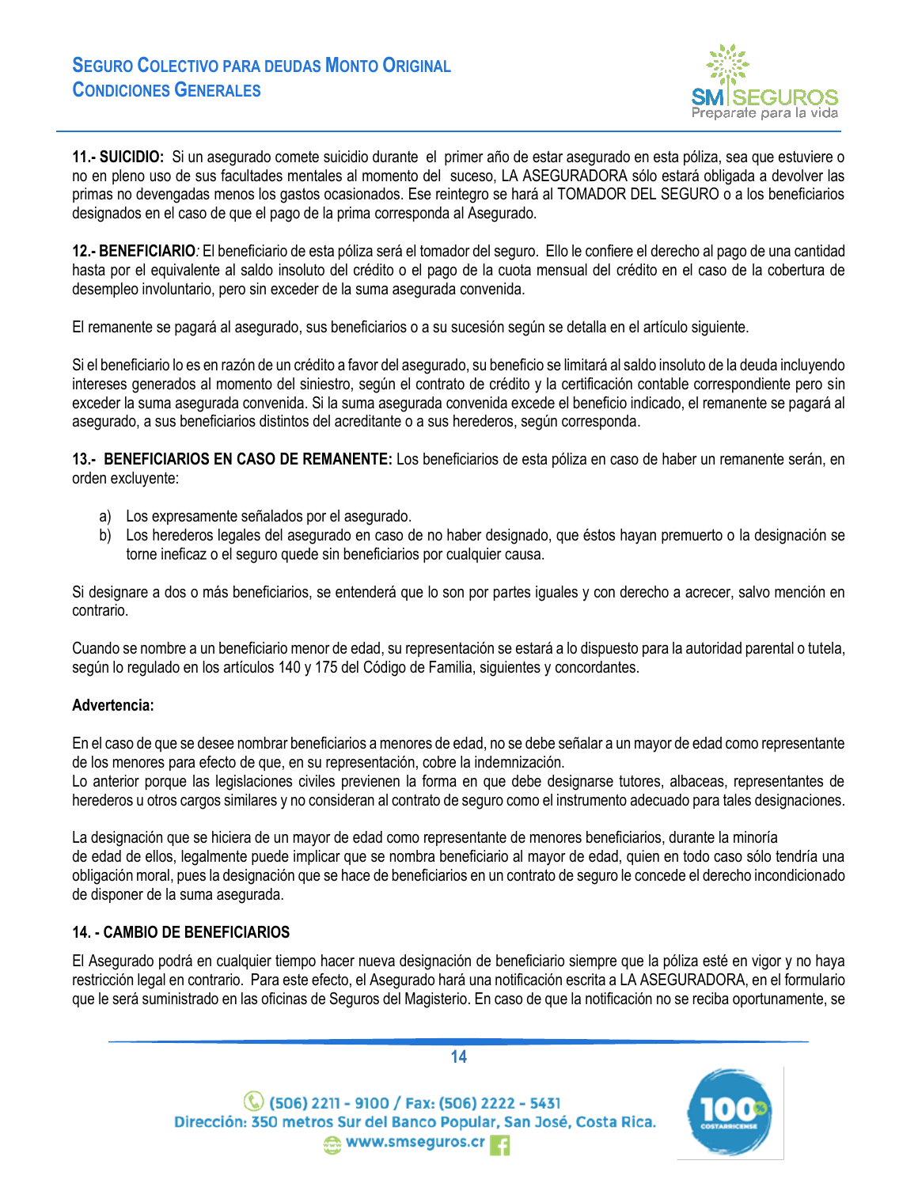**11.- SUICIDIO:** Si un asegurado comete suicidio durante el primer año de estar asegurado en esta póliza, sea que estuviere o no en pleno uso de sus facultades mentales al momento del suceso, LA ASEGURADORA sólo estará obligada a devolver las primas no devengadas menos los gastos ocasionados. Ese reintegro se hará al TOMADOR DEL SEGURO o a los beneficiarios designados en el caso de que el pago de la prima corresponda al Asegurado.

**12.- BENEFICIARIO***:* El beneficiario de esta póliza será el tomador del seguro. Ello le confiere el derecho al pago de una cantidad hasta por el equivalente al saldo insoluto del crédito o el pago de la cuota mensual del crédito en el caso de la cobertura de desempleo involuntario, pero sin exceder de la suma asegurada convenida.

El remanente se pagará al asegurado, sus beneficiarios o a su sucesión según se detalla en el artículo siguiente.

Si el beneficiario lo es en razón de un crédito a favor del asegurado, su beneficio se limitará al saldo insoluto de la deuda incluyendo intereses generados al momento del siniestro, según el contrato de crédito y la certificación contable correspondiente pero sin exceder la suma asegurada convenida. Si la suma asegurada convenida excede el beneficio indicado, el remanente se pagará al asegurado, a sus beneficiarios distintos del acreditante o a sus herederos, según corresponda.

**13.- BENEFICIARIOS EN CASO DE REMANENTE:** Los beneficiarios de esta póliza en caso de haber un remanente serán, en orden excluyente:

a) Los expresamente señalados por el asegurado.
b) Los herederos legales del asegurado en caso de no haber designado, que éstos hayan premuerto o la designación se torne ineficaz o el seguro quede sin beneficiarios por cualquier causa.

Si designare a dos o más beneficiarios, se entenderá que lo son por partes iguales y con derecho a acrecer, salvo mención en contrario.

Cuando se nombre a un beneficiario menor de edad, su representación se estará a lo dispuesto para la autoridad parental o tutela, según lo regulado en los artículos 140 y 175 del Código de Familia, siguientes y concordantes.

**Advertencia:**

En el caso de que se desee nombrar beneficiarios a menores de edad, no se debe señalar a un mayor de edad como representante de los menores para efecto de que, en su representación, cobre la indemnización.
Lo anterior porque las legislaciones civiles previenen la forma en que debe designarse tutores, albaceas, representantes de herederos u otros cargos similares y no consideran al contrato de seguro como el instrumento adecuado para tales designaciones.

La designación que se hiciera de un mayor de edad como representante de menores beneficiarios, durante la minoría de edad de ellos, legalmente puede implicar que se nombra beneficiario al mayor de edad, quien en todo caso sólo tendría una obligación moral, pues la designación que se hace de beneficiarios en un contrato de seguro le concede el derecho incondicionado de disponer de la suma asegurada.

**14. - CAMBIO DE BENEFICIARIOS**

El Asegurado podrá en cualquier tiempo hacer nueva designación de beneficiario siempre que la póliza esté en vigor y no haya restricción legal en contrario. Para este efecto, el Asegurado hará una notificación escrita a LA ASEGURADORA, en el formulario que le será suministrado en las oficinas de Seguros del Magisterio. En caso de que la notificación no se reciba oportunamente, se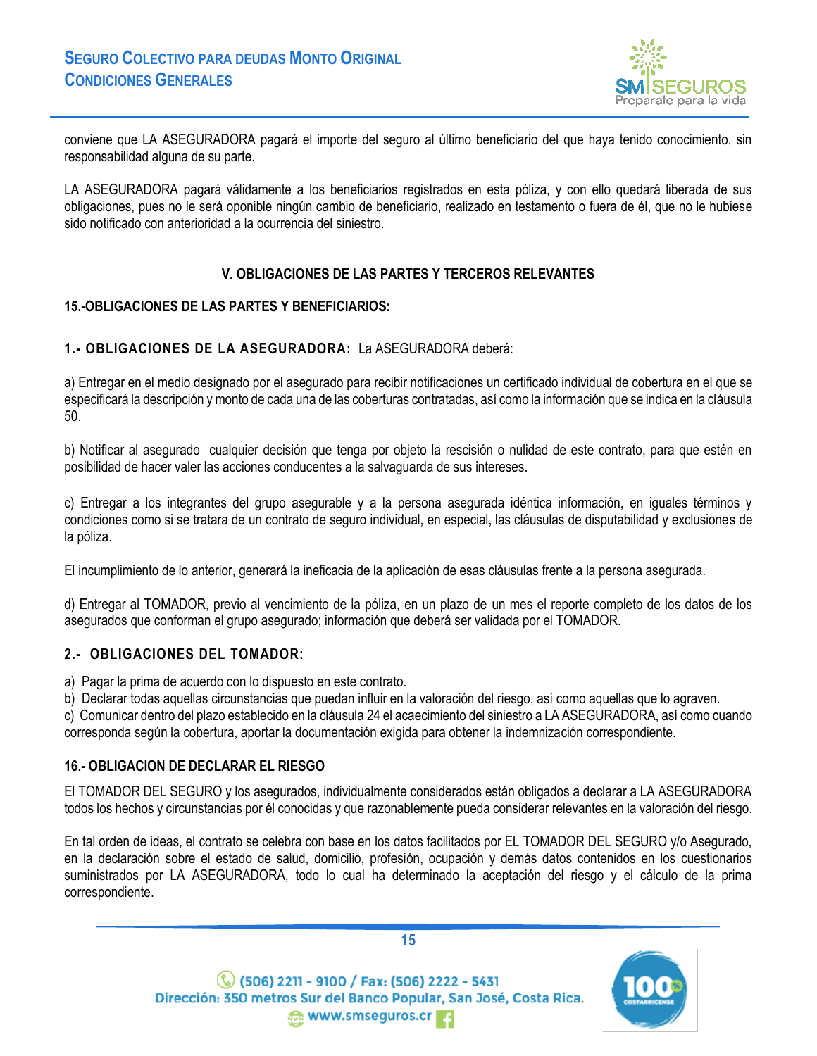conviene que LA ASEGURADORA pagará el importe del seguro al último beneficiario del que haya tenido conocimiento, sin responsabilidad alguna de su parte.

LA ASEGURADORA pagará válidamente a los beneficiarios registrados en esta póliza, y con ello quedará liberada de sus obligaciones, pues no le será oponible ningún cambio de beneficiario, realizado en testamento o fuera de él, que no le hubiese sido notificado con anterioridad a la ocurrencia del siniestro.

## V. OBLIGACIONES DE LAS PARTES Y TERCEROS RELEVANTES

### 15.-OBLIGACIONES DE LAS PARTES Y BENEFICIARIOS:

**1.- OBLIGACIONES DE LA ASEGURADORA:** La ASEGURADORA deberá:

a) Entregar en el medio designado por el asegurado para recibir notificaciones un certificado individual de cobertura en el que se especificará la descripción y monto de cada una de las coberturas contratadas, así como la información que se indica en la cláusula 50.

b) Notificar al asegurado cualquier decisión que tenga por objeto la rescisión o nulidad de este contrato, para que estén en posibilidad de hacer valer las acciones conducentes a la salvaguarda de sus intereses.

c) Entregar a los integrantes del grupo asegurable y a la persona asegurada idéntica información, en iguales términos y condiciones como si se tratara de un contrato de seguro individual, en especial, las cláusulas de disputabilidad y exclusiones de la póliza.

El incumplimiento de lo anterior, generará la ineficacia de la aplicación de esas cláusulas frente a la persona asegurada.

d) Entregar al TOMADOR, previo al vencimiento de la póliza, en un plazo de un mes el reporte completo de los datos de los asegurados que conforman el grupo asegurado; información que deberá ser validada por el TOMADOR.

**2.- OBLIGACIONES DEL TOMADOR:**

a) Pagar la prima de acuerdo con lo dispuesto en este contrato.
b) Declarar todas aquellas circunstancias que puedan influir en la valoración del riesgo, así como aquellas que lo agraven.
c) Comunicar dentro del plazo establecido en la cláusula 24 el acaecimiento del siniestro a LA ASEGURADORA, así como cuando corresponda según la cobertura, aportar la documentación exigida para obtener la indemnización correspondiente.

### 16.- OBLIGACION DE DECLARAR EL RIESGO

El TOMADOR DEL SEGURO y los asegurados, individualmente considerados están obligados a declarar a LA ASEGURADORA todos los hechos y circunstancias por él conocidas y que razonablemente pueda considerar relevantes en la valoración del riesgo.

En tal orden de ideas, el contrato se celebra con base en los datos facilitados por EL TOMADOR DEL SEGURO y/o Asegurado, en la declaración sobre el estado de salud, domicilio, profesión, ocupación y demás datos contenidos en los cuestionarios suministrados por LA ASEGURADORA, todo lo cual ha determinado la aceptación del riesgo y el cálculo de la prima correspondiente.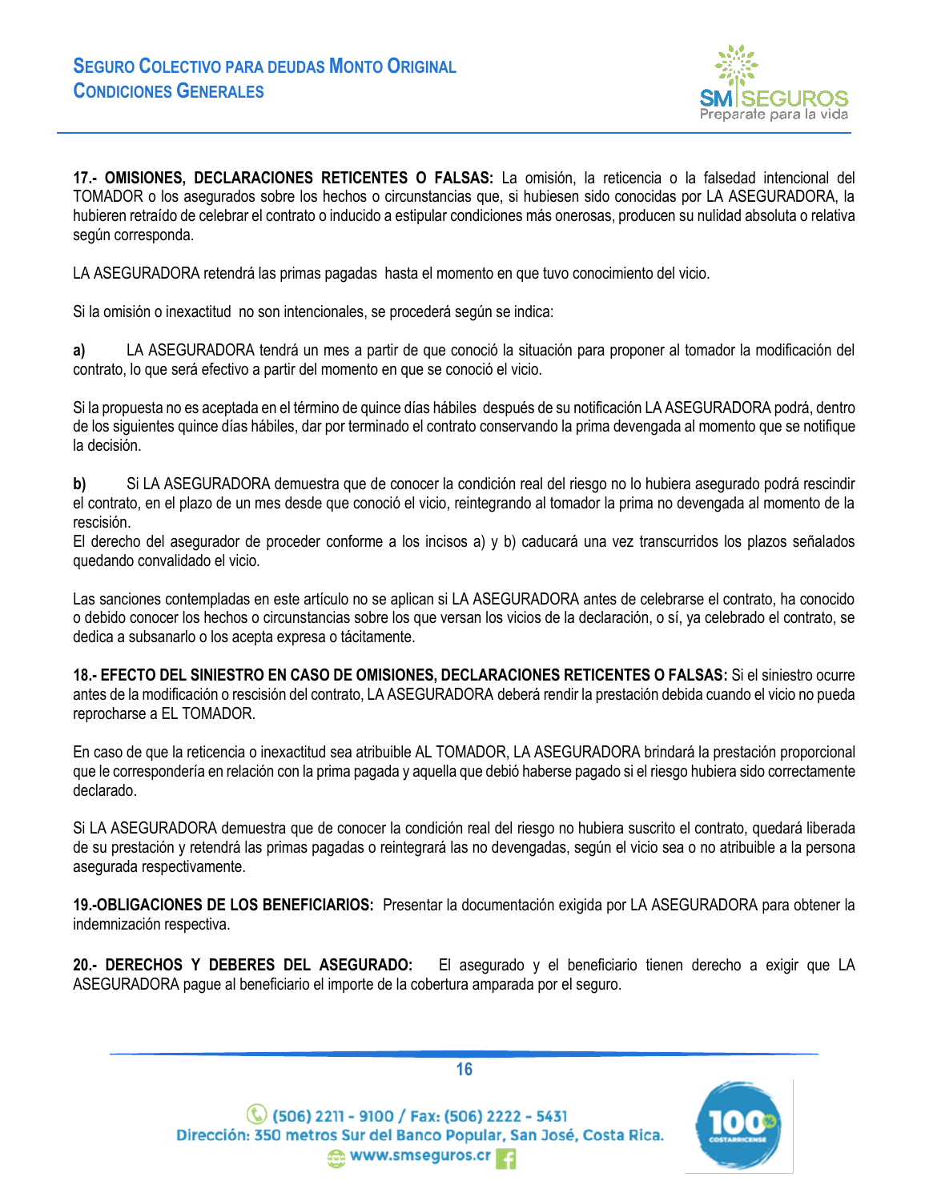**17.- OMISIONES, DECLARACIONES RETICENTES O FALSAS:** La omisión, la reticencia o la falsedad intencional del TOMADOR o los asegurados sobre los hechos o circunstancias que, si hubiesen sido conocidas por LA ASEGURADORA, la hubieren retraído de celebrar el contrato o inducido a estipular condiciones más onerosas, producen su nulidad absoluta o relativa según corresponda.

LA ASEGURADORA retendrá las primas pagadas hasta el momento en que tuvo conocimiento del vicio.

Si la omisión o inexactitud no son intencionales, se procederá según se indica:

**a)** LA ASEGURADORA tendrá un mes a partir de que conoció la situación para proponer al tomador la modificación del contrato, lo que será efectivo a partir del momento en que se conoció el vicio.

Si la propuesta no es aceptada en el término de quince días hábiles después de su notificación LA ASEGURADORA podrá, dentro de los siguientes quince días hábiles, dar por terminado el contrato conservando la prima devengada al momento que se notifique la decisión.

**b)** Si LA ASEGURADORA demuestra que de conocer la condición real del riesgo no lo hubiera asegurado podrá rescindir el contrato, en el plazo de un mes desde que conoció el vicio, reintegrando al tomador la prima no devengada al momento de la rescisión.
El derecho del asegurador de proceder conforme a los incisos a) y b) caducará una vez transcurridos los plazos señalados quedando convalidado el vicio.

Las sanciones contempladas en este artículo no se aplican si LA ASEGURADORA antes de celebrarse el contrato, ha conocido o debido conocer los hechos o circunstancias sobre los que versan los vicios de la declaración, o sí, ya celebrado el contrato, se dedica a subsanarlo o los acepta expresa o tácitamente.

**18.- EFECTO DEL SINIESTRO EN CASO DE OMISIONES, DECLARACIONES RETICENTES O FALSAS:** Si el siniestro ocurre antes de la modificación o rescisión del contrato, LA ASEGURADORA deberá rendir la prestación debida cuando el vicio no pueda reprocharse a EL TOMADOR.

En caso de que la reticencia o inexactitud sea atribuible AL TOMADOR, LA ASEGURADORA brindará la prestación proporcional que le correspondería en relación con la prima pagada y aquella que debió haberse pagado si el riesgo hubiera sido correctamente declarado.

Si LA ASEGURADORA demuestra que de conocer la condición real del riesgo no hubiera suscrito el contrato, quedará liberada de su prestación y retendrá las primas pagadas o reintegrará las no devengadas, según el vicio sea o no atribuible a la persona asegurada respectivamente.

**19.-OBLIGACIONES DE LOS BENEFICIARIOS:** Presentar la documentación exigida por LA ASEGURADORA para obtener la indemnización respectiva.

**20.- DERECHOS Y DEBERES DEL ASEGURADO:** El asegurado y el beneficiario tienen derecho a exigir que LA ASEGURADORA pague al beneficiario el importe de la cobertura amparada por el seguro.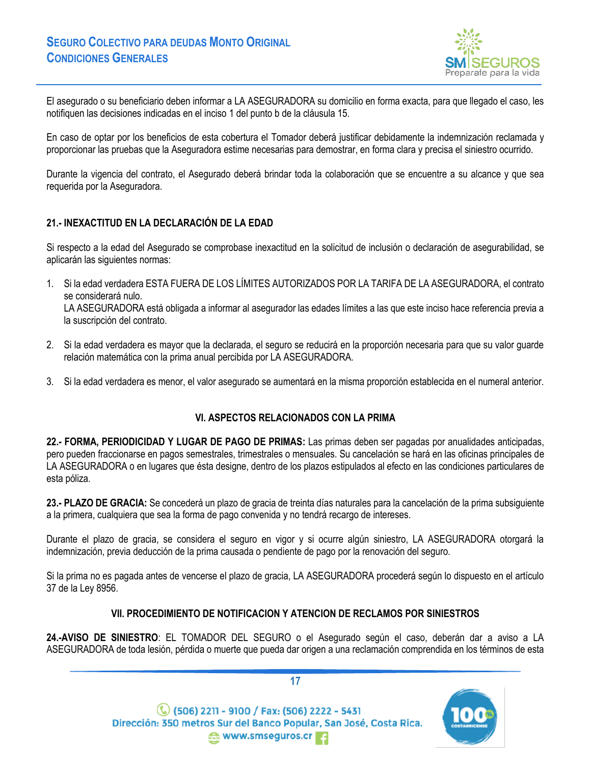El asegurado o su beneficiario deben informar a LA ASEGURADORA su domicilio en forma exacta, para que llegado el caso, les notifiquen las decisiones indicadas en el inciso 1 del punto b de la cláusula 15.

En caso de optar por los beneficios de esta cobertura el Tomador deberá justificar debidamente la indemnización reclamada y proporcionar las pruebas que la Aseguradora estime necesarias para demostrar, en forma clara y precisa el siniestro ocurrido.

Durante la vigencia del contrato, el Asegurado deberá brindar toda la colaboración que se encuentre a su alcance y que sea requerida por la Aseguradora.

### 21.- INEXACTITUD EN LA DECLARACIÓN DE LA EDAD

Si respecto a la edad del Asegurado se comprobase inexactitud en la solicitud de inclusión o declaración de asegurabilidad, se aplicarán las siguientes normas:

1. Si la edad verdadera ESTA FUERA DE LOS LÍMITES AUTORIZADOS POR LA TARIFA DE LA ASEGURADORA, el contrato se considerará nulo.
   LA ASEGURADORA está obligada a informar al asegurador las edades límites a las que este inciso hace referencia previa a la suscripción del contrato.

2. Si la edad verdadera es mayor que la declarada, el seguro se reducirá en la proporción necesaria para que su valor guarde relación matemática con la prima anual percibida por LA ASEGURADORA.

3. Si la edad verdadera es menor, el valor asegurado se aumentará en la misma proporción establecida en el numeral anterior.

## VI. ASPECTOS RELACIONADOS CON LA PRIMA

**22.- FORMA, PERIODICIDAD Y LUGAR DE PAGO DE PRIMAS:** Las primas deben ser pagadas por anualidades anticipadas, pero pueden fraccionarse en pagos semestrales, trimestrales o mensuales. Su cancelación se hará en las oficinas principales de LA ASEGURADORA o en lugares que ésta designe, dentro de los plazos estipulados al efecto en las condiciones particulares de esta póliza.

**23.- PLAZO DE GRACIA:** Se concederá un plazo de gracia de treinta días naturales para la cancelación de la prima subsiguiente a la primera, cualquiera que sea la forma de pago convenida y no tendrá recargo de intereses.

Durante el plazo de gracia, se considera el seguro en vigor y si ocurre algún siniestro, LA ASEGURADORA otorgará la indemnización, previa deducción de la prima causada o pendiente de pago por la renovación del seguro.

Si la prima no es pagada antes de vencerse el plazo de gracia, LA ASEGURADORA procederá según lo dispuesto en el artículo 37 de la Ley 8956.

## VII. PROCEDIMIENTO DE NOTIFICACION Y ATENCION DE RECLAMOS POR SINIESTROS

**24.-AVISO DE SINIESTRO**: EL TOMADOR DEL SEGURO o el Asegurado según el caso, deberán dar a aviso a LA ASEGURADORA de toda lesión, pérdida o muerte que pueda dar origen a una reclamación comprendida en los términos de esta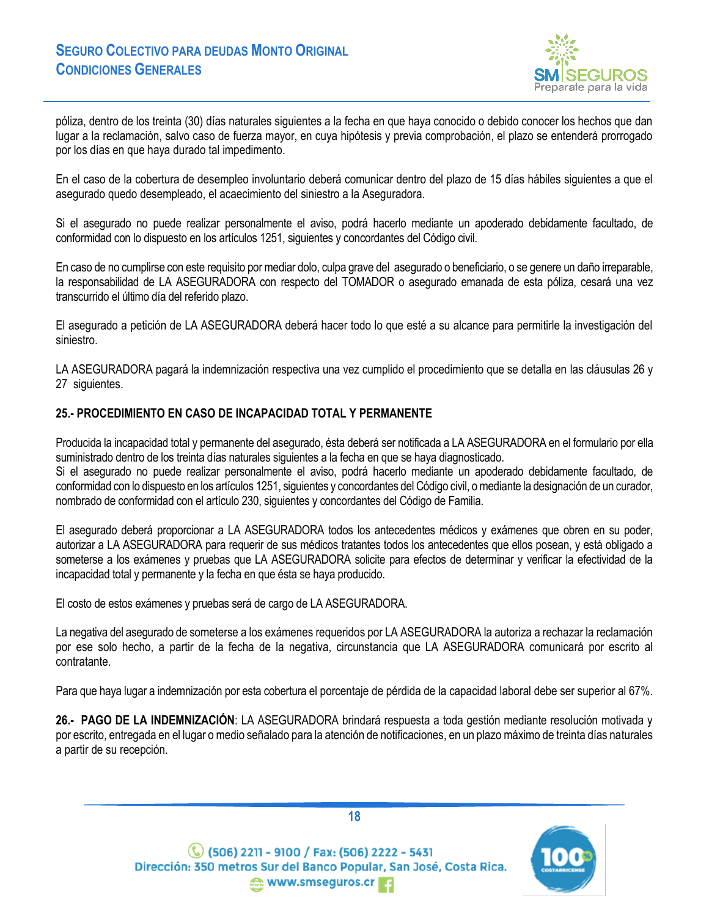póliza, dentro de los treinta (30) días naturales siguientes a la fecha en que haya conocido o debido conocer los hechos que dan lugar a la reclamación, salvo caso de fuerza mayor, en cuya hipótesis y previa comprobación, el plazo se entenderá prorrogado por los días en que haya durado tal impedimento.

En el caso de la cobertura de desempleo involuntario deberá comunicar dentro del plazo de 15 días hábiles siguientes a que el asegurado quedo desempleado, el acaecimiento del siniestro a la Aseguradora.

Si el asegurado no puede realizar personalmente el aviso, podrá hacerlo mediante un apoderado debidamente facultado, de conformidad con lo dispuesto en los artículos 1251, siguientes y concordantes del Código civil.

En caso de no cumplirse con este requisito por mediar dolo, culpa grave del asegurado o beneficiario, o se genere un daño irreparable, la responsabilidad de LA ASEGURADORA con respecto del TOMADOR o asegurado emanada de esta póliza, cesará una vez transcurrido el último día del referido plazo.

El asegurado a petición de LA ASEGURADORA deberá hacer todo lo que esté a su alcance para permitirle la investigación del siniestro.

LA ASEGURADORA pagará la indemnización respectiva una vez cumplido el procedimiento que se detalla en las cláusulas 26 y 27 siguientes.

**25.- PROCEDIMIENTO EN CASO DE INCAPACIDAD TOTAL Y PERMANENTE**

Producida la incapacidad total y permanente del asegurado, ésta deberá ser notificada a LA ASEGURADORA en el formulario por ella suministrado dentro de los treinta días naturales siguientes a la fecha en que se haya diagnosticado.
Si el asegurado no puede realizar personalmente el aviso, podrá hacerlo mediante un apoderado debidamente facultado, de conformidad con lo dispuesto en los artículos 1251, siguientes y concordantes del Código civil, o mediante la designación de un curador, nombrado de conformidad con el artículo 230, siguientes y concordantes del Código de Familia.

El asegurado deberá proporcionar a LA ASEGURADORA todos los antecedentes médicos y exámenes que obren en su poder, autorizar a LA ASEGURADORA para requerir de sus médicos tratantes todos los antecedentes que ellos posean, y está obligado a someterse a los exámenes y pruebas que LA ASEGURADORA solicite para efectos de determinar y verificar la efectividad de la incapacidad total y permanente y la fecha en que ésta se haya producido.

El costo de estos exámenes y pruebas será de cargo de LA ASEGURADORA.

La negativa del asegurado de someterse a los exámenes requeridos por LA ASEGURADORA la autoriza a rechazar la reclamación por ese solo hecho, a partir de la fecha de la negativa, circunstancia que LA ASEGURADORA comunicará por escrito al contratante.

Para que haya lugar a indemnización por esta cobertura el porcentaje de pérdida de la capacidad laboral debe ser superior al 67%.

**26.- PAGO DE LA INDEMNIZACIÓN**: LA ASEGURADORA brindará respuesta a toda gestión mediante resolución motivada y por escrito, entregada en el lugar o medio señalado para la atención de notificaciones, en un plazo máximo de treinta días naturales a partir de su recepción.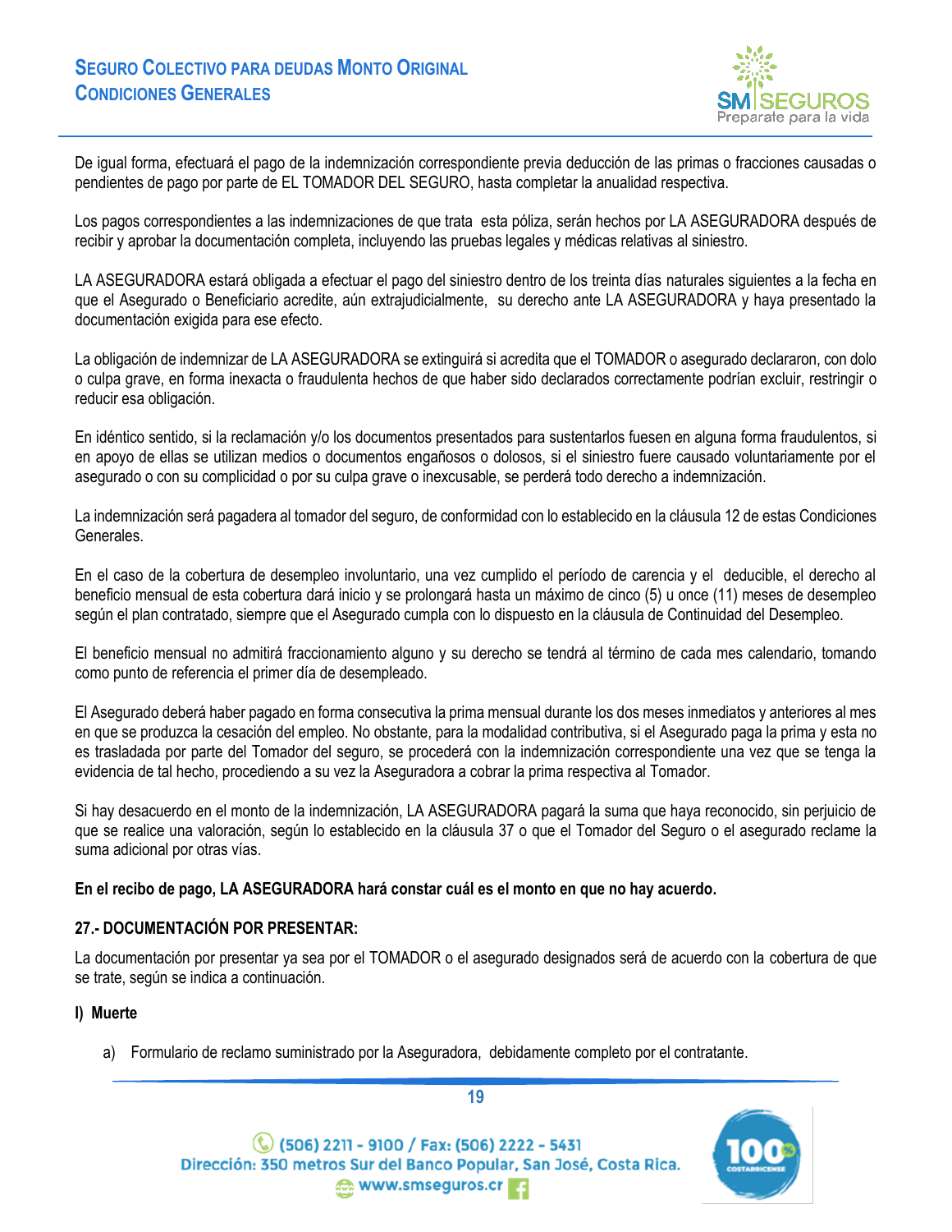De igual forma, efectuará el pago de la indemnización correspondiente previa deducción de las primas o fracciones causadas o pendientes de pago por parte de EL TOMADOR DEL SEGURO, hasta completar la anualidad respectiva.

Los pagos correspondientes a las indemnizaciones de que trata esta póliza, serán hechos por LA ASEGURADORA después de recibir y aprobar la documentación completa, incluyendo las pruebas legales y médicas relativas al siniestro.

LA ASEGURADORA estará obligada a efectuar el pago del siniestro dentro de los treinta días naturales siguientes a la fecha en que el Asegurado o Beneficiario acredite, aún extrajudicialmente, su derecho ante LA ASEGURADORA y haya presentado la documentación exigida para ese efecto.

La obligación de indemnizar de LA ASEGURADORA se extinguirá si acredita que el TOMADOR o asegurado declararon, con dolo o culpa grave, en forma inexacta o fraudulenta hechos de que haber sido declarados correctamente podrían excluir, restringir o reducir esa obligación.

En idéntico sentido, si la reclamación y/o los documentos presentados para sustentarlos fuesen en alguna forma fraudulentos, si en apoyo de ellas se utilizan medios o documentos engañosos o dolosos, si el siniestro fuere causado voluntariamente por el asegurado o con su complicidad o por su culpa grave o inexcusable, se perderá todo derecho a indemnización.

La indemnización será pagadera al tomador del seguro, de conformidad con lo establecido en la cláusula 12 de estas Condiciones Generales.

En el caso de la cobertura de desempleo involuntario, una vez cumplido el período de carencia y el deducible, el derecho al beneficio mensual de esta cobertura dará inicio y se prolongará hasta un máximo de cinco (5) u once (11) meses de desempleo según el plan contratado, siempre que el Asegurado cumpla con lo dispuesto en la cláusula de Continuidad del Desempleo.

El beneficio mensual no admitirá fraccionamiento alguno y su derecho se tendrá al término de cada mes calendario, tomando como punto de referencia el primer día de desempleado.

El Asegurado deberá haber pagado en forma consecutiva la prima mensual durante los dos meses inmediatos y anteriores al mes en que se produzca la cesación del empleo. No obstante, para la modalidad contributiva, si el Asegurado paga la prima y esta no es trasladada por parte del Tomador del seguro, se procederá con la indemnización correspondiente una vez que se tenga la evidencia de tal hecho, procediendo a su vez la Aseguradora a cobrar la prima respectiva al Tomador.

Si hay desacuerdo en el monto de la indemnización, LA ASEGURADORA pagará la suma que haya reconocido, sin perjuicio de que se realice una valoración, según lo establecido en la cláusula 37 o que el Tomador del Seguro o el asegurado reclame la suma adicional por otras vías.

**En el recibo de pago, LA ASEGURADORA hará constar cuál es el monto en que no hay acuerdo.**

## 27.- DOCUMENTACIÓN POR PRESENTAR:

La documentación por presentar ya sea por el TOMADOR o el asegurado designados será de acuerdo con la cobertura de que se trate, según se indica a continuación.

### I) Muerte

a) Formulario de reclamo suministrado por la Aseguradora, debidamente completo por el contratante.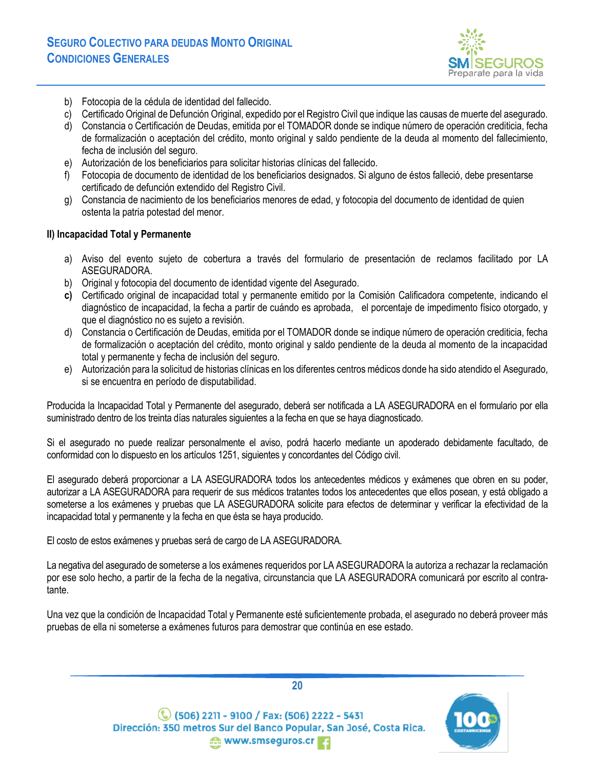b) Fotocopia de la cédula de identidad del fallecido.
c) Certificado Original de Defunción Original, expedido por el Registro Civil que indique las causas de muerte del asegurado.
d) Constancia o Certificación de Deudas, emitida por el TOMADOR donde se indique número de operación crediticia, fecha de formalización o aceptación del crédito, monto original y saldo pendiente de la deuda al momento del fallecimiento, fecha de inclusión del seguro.
e) Autorización de los beneficiarios para solicitar historias clínicas del fallecido.
f) Fotocopia de documento de identidad de los beneficiarios designados. Si alguno de éstos falleció, debe presentarse certificado de defunción extendido del Registro Civil.
g) Constancia de nacimiento de los beneficiarios menores de edad, y fotocopia del documento de identidad de quien ostenta la patria potestad del menor.

**II) Incapacidad Total y Permanente**

a) Aviso del evento sujeto de cobertura a través del formulario de presentación de reclamos facilitado por LA ASEGURADORA.
b) Original y fotocopia del documento de identidad vigente del Asegurado.
**c)** Certificado original de incapacidad total y permanente emitido por la Comisión Calificadora competente, indicando el diagnóstico de incapacidad, la fecha a partir de cuándo es aprobada, el porcentaje de impedimento físico otorgado, y que el diagnóstico no es sujeto a revisión.
d) Constancia o Certificación de Deudas, emitida por el TOMADOR donde se indique número de operación crediticia, fecha de formalización o aceptación del crédito, monto original y saldo pendiente de la deuda al momento de la incapacidad total y permanente y fecha de inclusión del seguro.
e) Autorización para la solicitud de historias clínicas en los diferentes centros médicos donde ha sido atendido el Asegurado, si se encuentra en período de disputabilidad.

Producida la Incapacidad Total y Permanente del asegurado, deberá ser notificada a LA ASEGURADORA en el formulario por ella suministrado dentro de los treinta días naturales siguientes a la fecha en que se haya diagnosticado.

Si el asegurado no puede realizar personalmente el aviso, podrá hacerlo mediante un apoderado debidamente facultado, de conformidad con lo dispuesto en los artículos 1251, siguientes y concordantes del Código civil.

El asegurado deberá proporcionar a LA ASEGURADORA todos los antecedentes médicos y exámenes que obren en su poder, autorizar a LA ASEGURADORA para requerir de sus médicos tratantes todos los antecedentes que ellos posean, y está obligado a someterse a los exámenes y pruebas que LA ASEGURADORA solicite para efectos de determinar y verificar la efectividad de la incapacidad total y permanente y la fecha en que ésta se haya producido.

El costo de estos exámenes y pruebas será de cargo de LA ASEGURADORA.

La negativa del asegurado de someterse a los exámenes requeridos por LA ASEGURADORA la autoriza a rechazar la reclamación por ese solo hecho, a partir de la fecha de la negativa, circunstancia que LA ASEGURADORA comunicará por escrito al contratante.

Una vez que la condición de Incapacidad Total y Permanente esté suficientemente probada, el asegurado no deberá proveer más pruebas de ella ni someterse a exámenes futuros para demostrar que continúa en ese estado.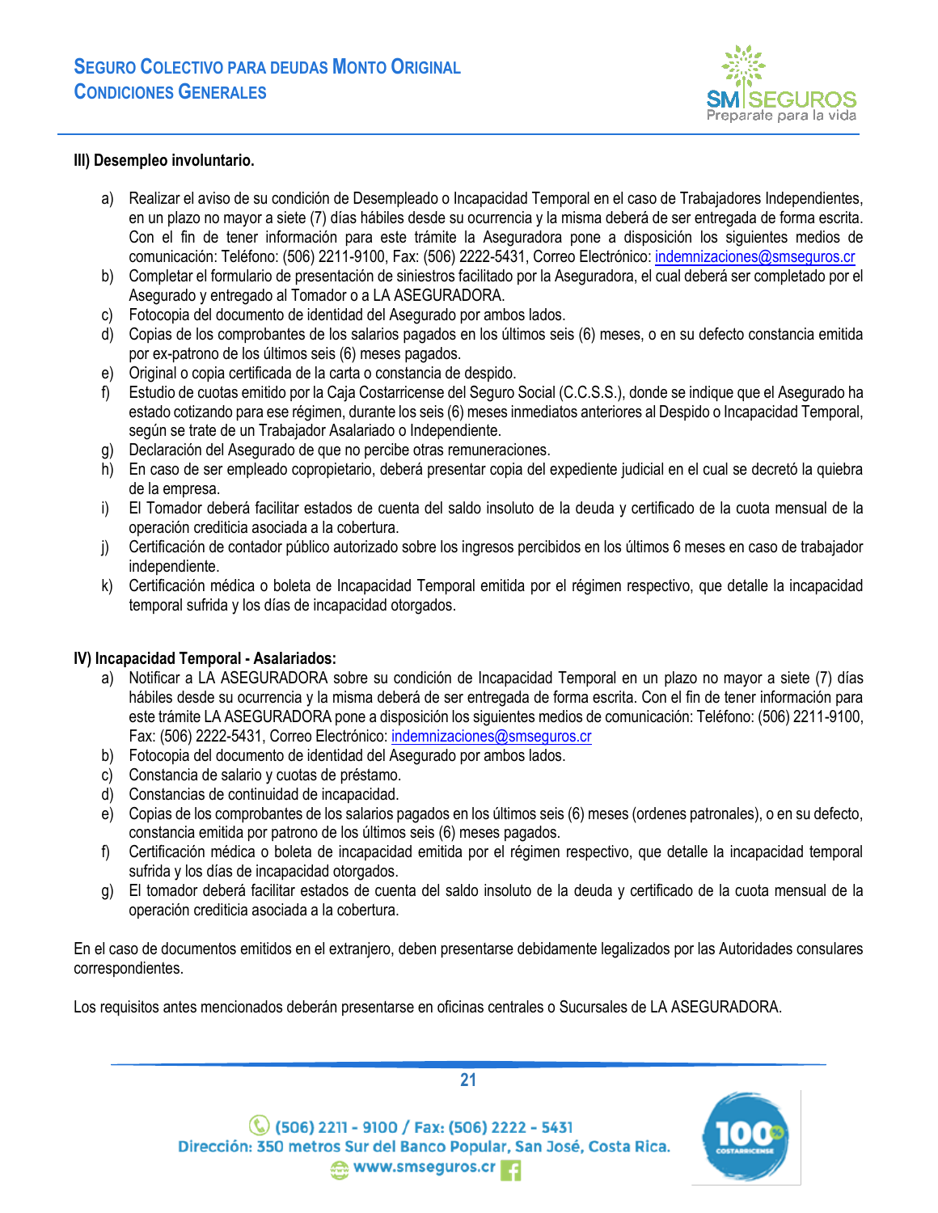**III) Desempleo involuntario.**

a) Realizar el aviso de su condición de Desempleado o Incapacidad Temporal en el caso de Trabajadores Independientes, en un plazo no mayor a siete (7) días hábiles desde su ocurrencia y la misma deberá de ser entregada de forma escrita. Con el fin de tener información para este trámite la Aseguradora pone a disposición los siguientes medios de comunicación: Teléfono: (506) 2211-9100, Fax: (506) 2222-5431, Correo Electrónico: indemnizaciones@smseguros.cr
b) Completar el formulario de presentación de siniestros facilitado por la Aseguradora, el cual deberá ser completado por el Asegurado y entregado al Tomador o a LA ASEGURADORA.
c) Fotocopia del documento de identidad del Asegurado por ambos lados.
d) Copias de los comprobantes de los salarios pagados en los últimos seis (6) meses, o en su defecto constancia emitida por ex-patrono de los últimos seis (6) meses pagados.
e) Original o copia certificada de la carta o constancia de despido.
f) Estudio de cuotas emitido por la Caja Costarricense del Seguro Social (C.C.S.S.), donde se indique que el Asegurado ha estado cotizando para ese régimen, durante los seis (6) meses inmediatos anteriores al Despido o Incapacidad Temporal, según se trate de un Trabajador Asalariado o Independiente.
g) Declaración del Asegurado de que no percibe otras remuneraciones.
h) En caso de ser empleado copropietario, deberá presentar copia del expediente judicial en el cual se decretó la quiebra de la empresa.
i) El Tomador deberá facilitar estados de cuenta del saldo insoluto de la deuda y certificado de la cuota mensual de la operación crediticia asociada a la cobertura.
j) Certificación de contador público autorizado sobre los ingresos percibidos en los últimos 6 meses en caso de trabajador independiente.
k) Certificación médica o boleta de Incapacidad Temporal emitida por el régimen respectivo, que detalle la incapacidad temporal sufrida y los días de incapacidad otorgados.

**IV) Incapacidad Temporal - Asalariados:**

a) Notificar a LA ASEGURADORA sobre su condición de Incapacidad Temporal en un plazo no mayor a siete (7) días hábiles desde su ocurrencia y la misma deberá de ser entregada de forma escrita. Con el fin de tener información para este trámite LA ASEGURADORA pone a disposición los siguientes medios de comunicación: Teléfono: (506) 2211-9100, Fax: (506) 2222-5431, Correo Electrónico: indemnizaciones@smseguros.cr
b) Fotocopia del documento de identidad del Asegurado por ambos lados.
c) Constancia de salario y cuotas de préstamo.
d) Constancias de continuidad de incapacidad.
e) Copias de los comprobantes de los salarios pagados en los últimos seis (6) meses (ordenes patronales), o en su defecto, constancia emitida por patrono de los últimos seis (6) meses pagados.
f) Certificación médica o boleta de incapacidad emitida por el régimen respectivo, que detalle la incapacidad temporal sufrida y los días de incapacidad otorgados.
g) El tomador deberá facilitar estados de cuenta del saldo insoluto de la deuda y certificado de la cuota mensual de la operación crediticia asociada a la cobertura.

En el caso de documentos emitidos en el extranjero, deben presentarse debidamente legalizados por las Autoridades consulares correspondientes.

Los requisitos antes mencionados deberán presentarse en oficinas centrales o Sucursales de LA ASEGURADORA.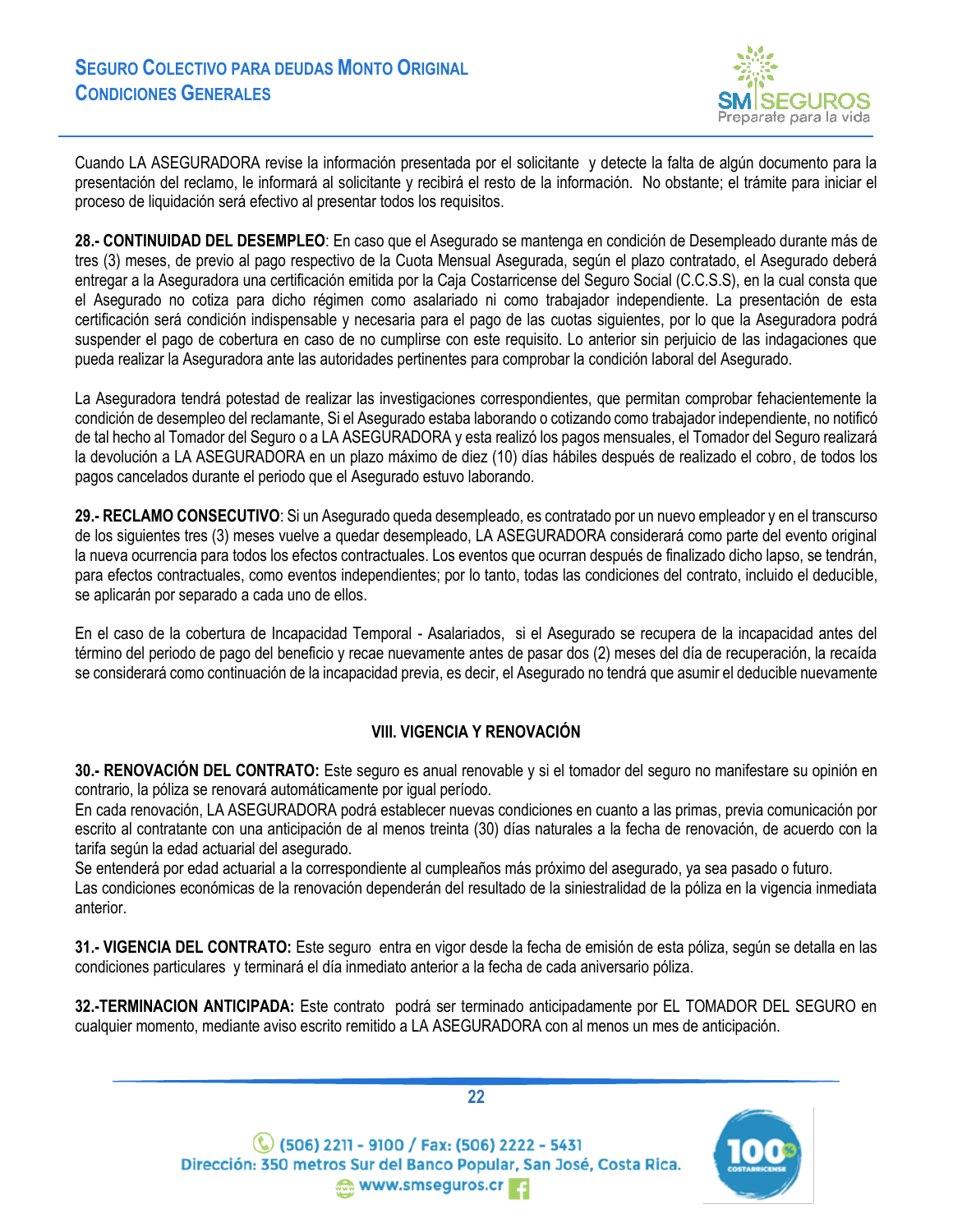Cuando LA ASEGURADORA revise la información presentada por el solicitante y detecte la falta de algún documento para la presentación del reclamo, le informará al solicitante y recibirá el resto de la información. No obstante; el trámite para iniciar el proceso de liquidación será efectivo al presentar todos los requisitos.

**28.- CONTINUIDAD DEL DESEMPLEO**: En caso que el Asegurado se mantenga en condición de Desempleado durante más de tres (3) meses, de previo al pago respectivo de la Cuota Mensual Asegurada, según el plazo contratado, el Asegurado deberá entregar a la Aseguradora una certificación emitida por la Caja Costarricense del Seguro Social (C.C.S.S), en la cual consta que el Asegurado no cotiza para dicho régimen como asalariado ni como trabajador independiente. La presentación de esta certificación será condición indispensable y necesaria para el pago de las cuotas siguientes, por lo que la Aseguradora podrá suspender el pago de cobertura en caso de no cumplirse con este requisito. Lo anterior sin perjuicio de las indagaciones que pueda realizar la Aseguradora ante las autoridades pertinentes para comprobar la condición laboral del Asegurado.

La Aseguradora tendrá potestad de realizar las investigaciones correspondientes, que permitan comprobar fehacientemente la condición de desempleo del reclamante, Si el Asegurado estaba laborando o cotizando como trabajador independiente, no notificó de tal hecho al Tomador del Seguro o a LA ASEGURADORA y esta realizó los pagos mensuales, el Tomador del Seguro realizará la devolución a LA ASEGURADORA en un plazo máximo de diez (10) días hábiles después de realizado el cobro, de todos los pagos cancelados durante el periodo que el Asegurado estuvo laborando.

**29.- RECLAMO CONSECUTIVO**: Si un Asegurado queda desempleado, es contratado por un nuevo empleador y en el transcurso de los siguientes tres (3) meses vuelve a quedar desempleado, LA ASEGURADORA considerará como parte del evento original la nueva ocurrencia para todos los efectos contractuales. Los eventos que ocurran después de finalizado dicho lapso, se tendrán, para efectos contractuales, como eventos independientes; por lo tanto, todas las condiciones del contrato, incluido el deducible, se aplicarán por separado a cada uno de ellos.

En el caso de la cobertura de Incapacidad Temporal - Asalariados, si el Asegurado se recupera de la incapacidad antes del término del periodo de pago del beneficio y recae nuevamente antes de pasar dos (2) meses del día de recuperación, la recaída se considerará como continuación de la incapacidad previa, es decir, el Asegurado no tendrá que asumir el deducible nuevamente

## VIII. VIGENCIA Y RENOVACIÓN

**30.- RENOVACIÓN DEL CONTRATO:** Este seguro es anual renovable y si el tomador del seguro no manifestare su opinión en contrario, la póliza se renovará automáticamente por igual período.
En cada renovación, LA ASEGURADORA podrá establecer nuevas condiciones en cuanto a las primas, previa comunicación por escrito al contratante con una anticipación de al menos treinta (30) días naturales a la fecha de renovación, de acuerdo con la tarifa según la edad actuarial del asegurado.
Se entenderá por edad actuarial a la correspondiente al cumpleaños más próximo del asegurado, ya sea pasado o futuro.
Las condiciones económicas de la renovación dependerán del resultado de la siniestralidad de la póliza en la vigencia inmediata anterior.

**31.- VIGENCIA DEL CONTRATO:** Este seguro entra en vigor desde la fecha de emisión de esta póliza, según se detalla en las condiciones particulares y terminará el día inmediato anterior a la fecha de cada aniversario póliza.

**32.-TERMINACION ANTICIPADA:** Este contrato podrá ser terminado anticipadamente por EL TOMADOR DEL SEGURO en cualquier momento, mediante aviso escrito remitido a LA ASEGURADORA con al menos un mes de anticipación.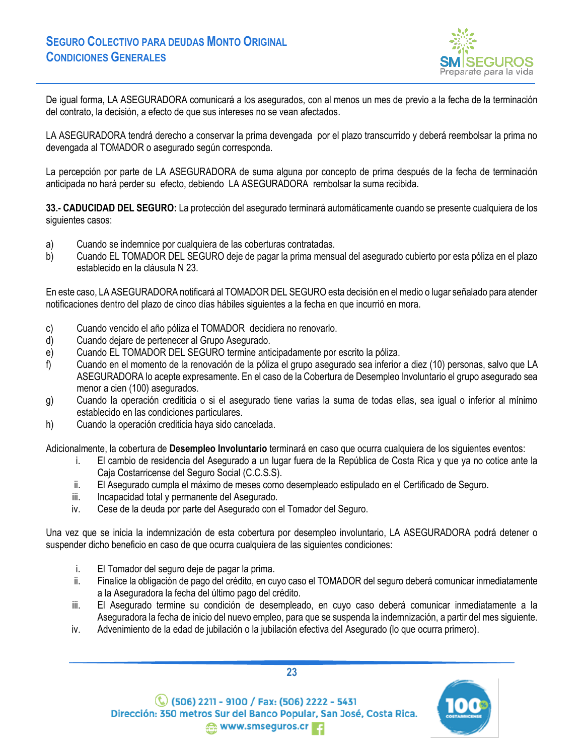De igual forma, LA ASEGURADORA comunicará a los asegurados, con al menos un mes de previo a la fecha de la terminación del contrato, la decisión, a efecto de que sus intereses no se vean afectados.

LA ASEGURADORA tendrá derecho a conservar la prima devengada por el plazo transcurrido y deberá reembolsar la prima no devengada al TOMADOR o asegurado según corresponda.

La percepción por parte de LA ASEGURADORA de suma alguna por concepto de prima después de la fecha de terminación anticipada no hará perder su efecto, debiendo LA ASEGURADORA rembolsar la suma recibida.

**33.- CADUCIDAD DEL SEGURO:** La protección del asegurado terminará automáticamente cuando se presente cualquiera de los siguientes casos:

a) Cuando se indemnice por cualquiera de las coberturas contratadas.
b) Cuando EL TOMADOR DEL SEGURO deje de pagar la prima mensual del asegurado cubierto por esta póliza en el plazo establecido en la cláusula N 23.

En este caso, LA ASEGURADORA notificará al TOMADOR DEL SEGURO esta decisión en el medio o lugar señalado para atender notificaciones dentro del plazo de cinco días hábiles siguientes a la fecha en que incurrió en mora.

c) Cuando vencido el año póliza el TOMADOR decidiera no renovarlo.
d) Cuando dejare de pertenecer al Grupo Asegurado.
e) Cuando EL TOMADOR DEL SEGURO termine anticipadamente por escrito la póliza.
f) Cuando en el momento de la renovación de la póliza el grupo asegurado sea inferior a diez (10) personas, salvo que LA ASEGURADORA lo acepte expresamente. En el caso de la Cobertura de Desempleo Involuntario el grupo asegurado sea menor a cien (100) asegurados.
g) Cuando la operación crediticia o si el asegurado tiene varias la suma de todas ellas, sea igual o inferior al mínimo establecido en las condiciones particulares.
h) Cuando la operación crediticia haya sido cancelada.

Adicionalmente, la cobertura de **Desempleo Involuntario** terminará en caso que ocurra cualquiera de los siguientes eventos:

i. El cambio de residencia del Asegurado a un lugar fuera de la República de Costa Rica y que ya no cotice ante la Caja Costarricense del Seguro Social (C.C.S.S).
ii. El Asegurado cumpla el máximo de meses como desempleado estipulado en el Certificado de Seguro.
iii. Incapacidad total y permanente del Asegurado.
iv. Cese de la deuda por parte del Asegurado con el Tomador del Seguro.

Una vez que se inicia la indemnización de esta cobertura por desempleo involuntario, LA ASEGURADORA podrá detener o suspender dicho beneficio en caso de que ocurra cualquiera de las siguientes condiciones:

i. El Tomador del seguro deje de pagar la prima.
ii. Finalice la obligación de pago del crédito, en cuyo caso el TOMADOR del seguro deberá comunicar inmediatamente a la Aseguradora la fecha del último pago del crédito.
iii. El Asegurado termine su condición de desempleado, en cuyo caso deberá comunicar inmediatamente a la Aseguradora la fecha de inicio del nuevo empleo, para que se suspenda la indemnización, a partir del mes siguiente.
iv. Advenimiento de la edad de jubilación o la jubilación efectiva del Asegurado (lo que ocurra primero).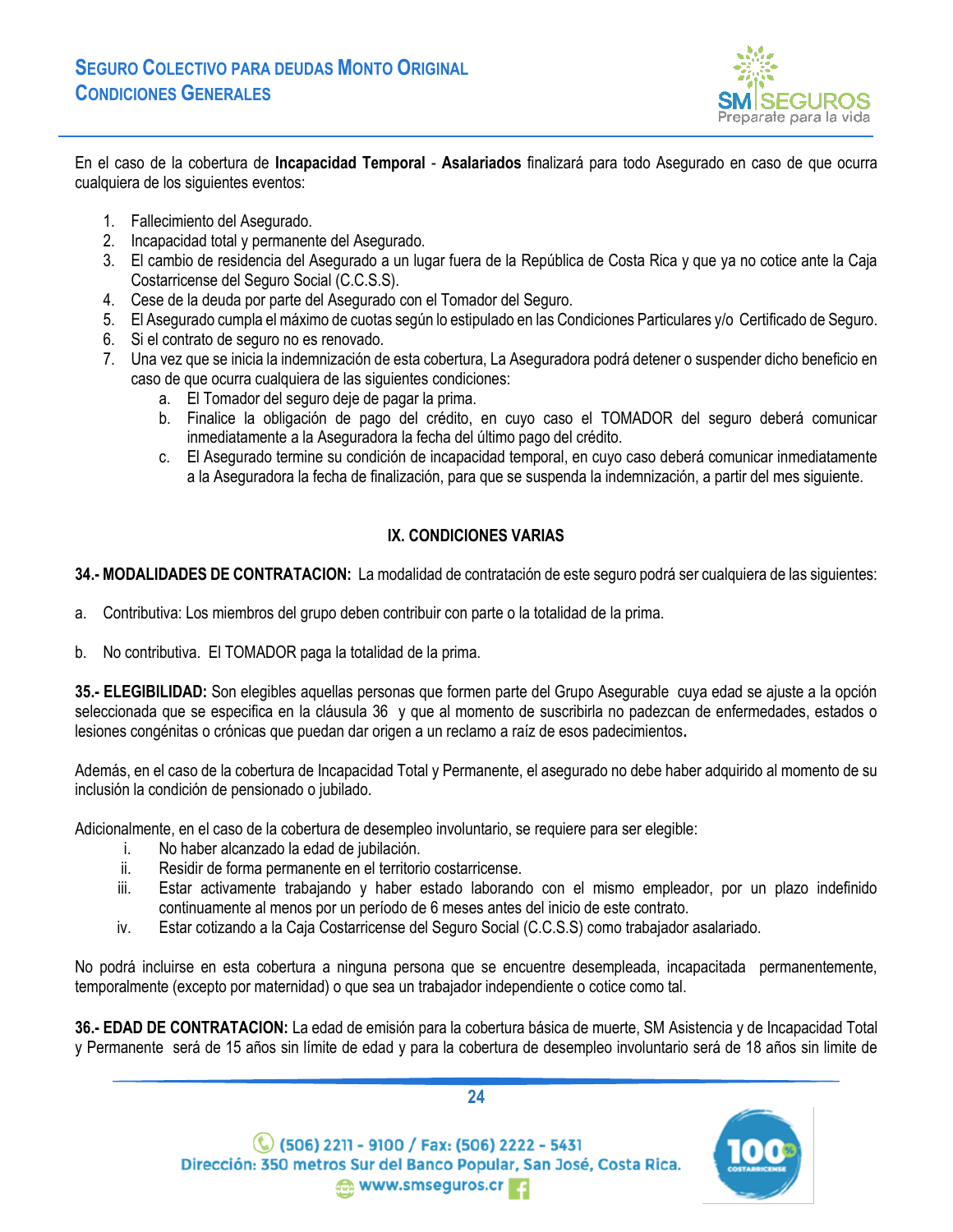En el caso de la cobertura de **Incapacidad Temporal** - **Asalariados** finalizará para todo Asegurado en caso de que ocurra cualquiera de los siguientes eventos:

1. Fallecimiento del Asegurado.
2. Incapacidad total y permanente del Asegurado.
3. El cambio de residencia del Asegurado a un lugar fuera de la República de Costa Rica y que ya no cotice ante la Caja Costarricense del Seguro Social (C.C.S.S).
4. Cese de la deuda por parte del Asegurado con el Tomador del Seguro.
5. El Asegurado cumpla el máximo de cuotas según lo estipulado en las Condiciones Particulares y/o Certificado de Seguro.
6. Si el contrato de seguro no es renovado.
7. Una vez que se inicia la indemnización de esta cobertura, La Aseguradora podrá detener o suspender dicho beneficio en caso de que ocurra cualquiera de las siguientes condiciones:
   a. El Tomador del seguro deje de pagar la prima.
   b. Finalice la obligación de pago del crédito, en cuyo caso el TOMADOR del seguro deberá comunicar inmediatamente a la Aseguradora la fecha del último pago del crédito.
   c. El Asegurado termine su condición de incapacidad temporal, en cuyo caso deberá comunicar inmediatamente a la Aseguradora la fecha de finalización, para que se suspenda la indemnización, a partir del mes siguiente.

## IX. CONDICIONES VARIAS

**34.- MODALIDADES DE CONTRATACION:** La modalidad de contratación de este seguro podrá ser cualquiera de las siguientes:

a. Contributiva: Los miembros del grupo deben contribuir con parte o la totalidad de la prima.

b. No contributiva. El TOMADOR paga la totalidad de la prima.

**35.- ELEGIBILIDAD:** Son elegibles aquellas personas que formen parte del Grupo Asegurable cuya edad se ajuste a la opción seleccionada que se especifica en la cláusula 36 y que al momento de suscribirla no padezcan de enfermedades, estados o lesiones congénitas o crónicas que puedan dar origen a un reclamo a raíz de esos padecimientos**.**

Además, en el caso de la cobertura de Incapacidad Total y Permanente, el asegurado no debe haber adquirido al momento de su inclusión la condición de pensionado o jubilado.

Adicionalmente, en el caso de la cobertura de desempleo involuntario, se requiere para ser elegible:

i. No haber alcanzado la edad de jubilación.
ii. Residir de forma permanente en el territorio costarricense.
iii. Estar activamente trabajando y haber estado laborando con el mismo empleador, por un plazo indefinido continuamente al menos por un período de 6 meses antes del inicio de este contrato.
iv. Estar cotizando a la Caja Costarricense del Seguro Social (C.C.S.S) como trabajador asalariado.

No podrá incluirse en esta cobertura a ninguna persona que se encuentre desempleada, incapacitada permanentemente, temporalmente (excepto por maternidad) o que sea un trabajador independiente o cotice como tal.

**36.- EDAD DE CONTRATACION:** La edad de emisión para la cobertura básica de muerte, SM Asistencia y de Incapacidad Total y Permanente será de 15 años sin límite de edad y para la cobertura de desempleo involuntario será de 18 años sin limite de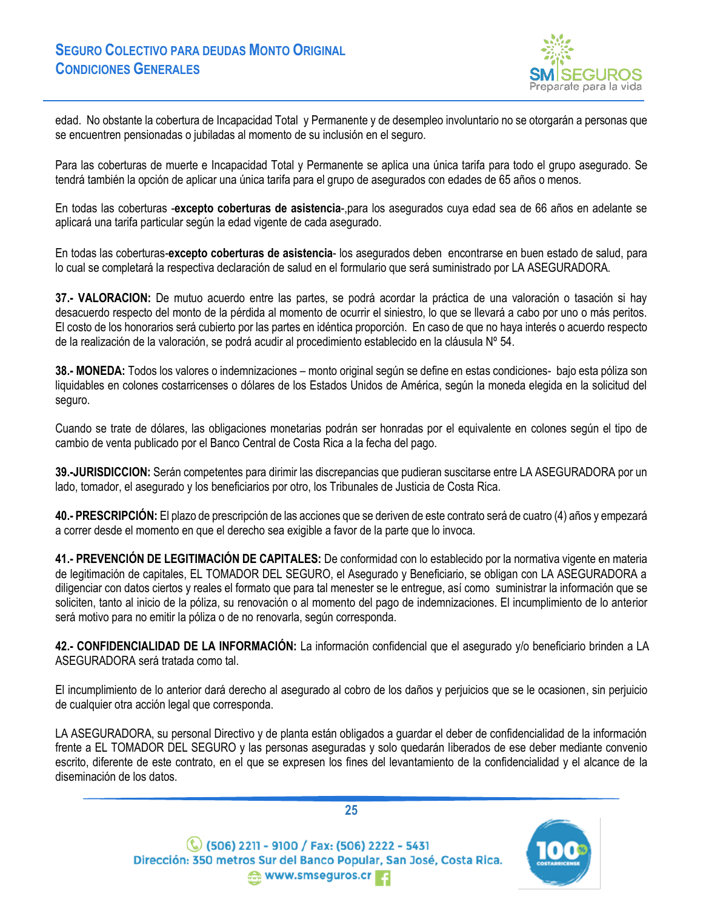edad. No obstante la cobertura de Incapacidad Total y Permanente y de desempleo involuntario no se otorgarán a personas que se encuentren pensionadas o jubiladas al momento de su inclusión en el seguro.

Para las coberturas de muerte e Incapacidad Total y Permanente se aplica una única tarifa para todo el grupo asegurado. Se tendrá también la opción de aplicar una única tarifa para el grupo de asegurados con edades de 65 años o menos.

En todas las coberturas -**excepto coberturas de asistencia**-,para los asegurados cuya edad sea de 66 años en adelante se aplicará una tarifa particular según la edad vigente de cada asegurado.

En todas las coberturas-**excepto coberturas de asistencia**- los asegurados deben encontrarse en buen estado de salud, para lo cual se completará la respectiva declaración de salud en el formulario que será suministrado por LA ASEGURADORA.

**37.- VALORACION:** De mutuo acuerdo entre las partes, se podrá acordar la práctica de una valoración o tasación si hay desacuerdo respecto del monto de la pérdida al momento de ocurrir el siniestro, lo que se llevará a cabo por uno o más peritos. El costo de los honorarios será cubierto por las partes en idéntica proporción. En caso de que no haya interés o acuerdo respecto de la realización de la valoración, se podrá acudir al procedimiento establecido en la cláusula Nº 54.

**38.- MONEDA:** Todos los valores o indemnizaciones – monto original según se define en estas condiciones- bajo esta póliza son liquidables en colones costarricenses o dólares de los Estados Unidos de América, según la moneda elegida en la solicitud del seguro.

Cuando se trate de dólares, las obligaciones monetarias podrán ser honradas por el equivalente en colones según el tipo de cambio de venta publicado por el Banco Central de Costa Rica a la fecha del pago.

**39.-JURISDICCION:** Serán competentes para dirimir las discrepancias que pudieran suscitarse entre LA ASEGURADORA por un lado, tomador, el asegurado y los beneficiarios por otro, los Tribunales de Justicia de Costa Rica.

**40.- PRESCRIPCIÓN:** El plazo de prescripción de las acciones que se deriven de este contrato será de cuatro (4) años y empezará a correr desde el momento en que el derecho sea exigible a favor de la parte que lo invoca.

**41.- PREVENCIÓN DE LEGITIMACIÓN DE CAPITALES:** De conformidad con lo establecido por la normativa vigente en materia de legitimación de capitales, EL TOMADOR DEL SEGURO, el Asegurado y Beneficiario, se obligan con LA ASEGURADORA a diligenciar con datos ciertos y reales el formato que para tal menester se le entregue, así como suministrar la información que se soliciten, tanto al inicio de la póliza, su renovación o al momento del pago de indemnizaciones. El incumplimiento de lo anterior será motivo para no emitir la póliza o de no renovarla, según corresponda.

**42.- CONFIDENCIALIDAD DE LA INFORMACIÓN:** La información confidencial que el asegurado y/o beneficiario brinden a LA ASEGURADORA será tratada como tal.

El incumplimiento de lo anterior dará derecho al asegurado al cobro de los daños y perjuicios que se le ocasionen, sin perjuicio de cualquier otra acción legal que corresponda.

LA ASEGURADORA, su personal Directivo y de planta están obligados a guardar el deber de confidencialidad de la información frente a EL TOMADOR DEL SEGURO y las personas aseguradas y solo quedarán liberados de ese deber mediante convenio escrito, diferente de este contrato, en el que se expresen los fines del levantamiento de la confidencialidad y el alcance de la diseminación de los datos.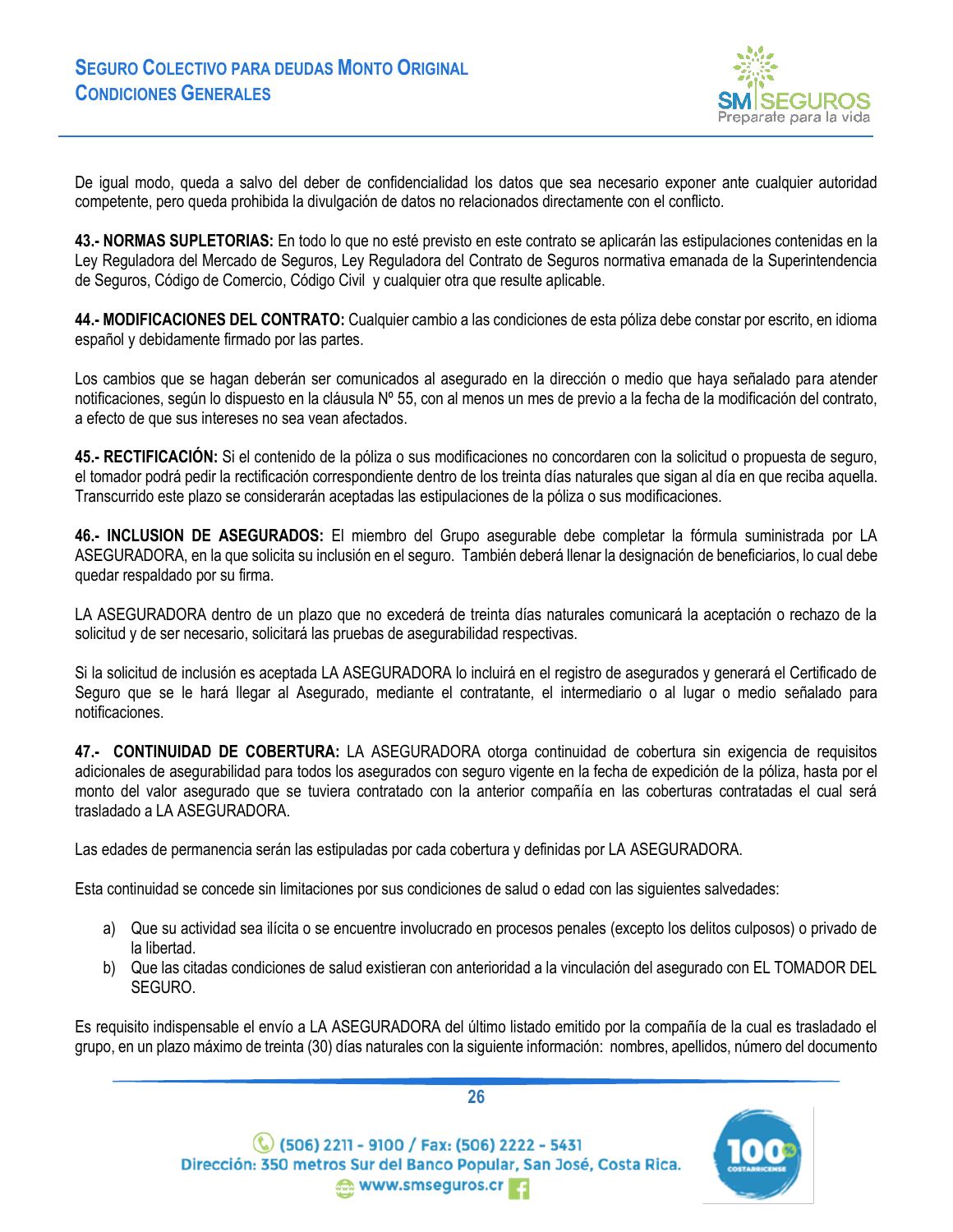De igual modo, queda a salvo del deber de confidencialidad los datos que sea necesario exponer ante cualquier autoridad competente, pero queda prohibida la divulgación de datos no relacionados directamente con el conflicto.

**43.- NORMAS SUPLETORIAS:** En todo lo que no esté previsto en este contrato se aplicarán las estipulaciones contenidas en la Ley Reguladora del Mercado de Seguros, Ley Reguladora del Contrato de Seguros normativa emanada de la Superintendencia de Seguros, Código de Comercio, Código Civil y cualquier otra que resulte aplicable.

**44.- MODIFICACIONES DEL CONTRATO:** Cualquier cambio a las condiciones de esta póliza debe constar por escrito, en idioma español y debidamente firmado por las partes.

Los cambios que se hagan deberán ser comunicados al asegurado en la dirección o medio que haya señalado para atender notificaciones, según lo dispuesto en la cláusula Nº 55, con al menos un mes de previo a la fecha de la modificación del contrato, a efecto de que sus intereses no sea vean afectados.

**45.- RECTIFICACIÓN:** Si el contenido de la póliza o sus modificaciones no concordaren con la solicitud o propuesta de seguro, el tomador podrá pedir la rectificación correspondiente dentro de los treinta días naturales que sigan al día en que reciba aquella. Transcurrido este plazo se considerarán aceptadas las estipulaciones de la póliza o sus modificaciones.

**46.- INCLUSION DE ASEGURADOS:** El miembro del Grupo asegurable debe completar la fórmula suministrada por LA ASEGURADORA, en la que solicita su inclusión en el seguro. También deberá llenar la designación de beneficiarios, lo cual debe quedar respaldado por su firma.

LA ASEGURADORA dentro de un plazo que no excederá de treinta días naturales comunicará la aceptación o rechazo de la solicitud y de ser necesario, solicitará las pruebas de asegurabilidad respectivas.

Si la solicitud de inclusión es aceptada LA ASEGURADORA lo incluirá en el registro de asegurados y generará el Certificado de Seguro que se le hará llegar al Asegurado, mediante el contratante, el intermediario o al lugar o medio señalado para notificaciones.

**47.- CONTINUIDAD DE COBERTURA:** LA ASEGURADORA otorga continuidad de cobertura sin exigencia de requisitos adicionales de asegurabilidad para todos los asegurados con seguro vigente en la fecha de expedición de la póliza, hasta por el monto del valor asegurado que se tuviera contratado con la anterior compañía en las coberturas contratadas el cual será trasladado a LA ASEGURADORA.

Las edades de permanencia serán las estipuladas por cada cobertura y definidas por LA ASEGURADORA.

Esta continuidad se concede sin limitaciones por sus condiciones de salud o edad con las siguientes salvedades:

a) Que su actividad sea ilícita o se encuentre involucrado en procesos penales (excepto los delitos culposos) o privado de la libertad.
b) Que las citadas condiciones de salud existieran con anterioridad a la vinculación del asegurado con EL TOMADOR DEL SEGURO.

Es requisito indispensable el envío a LA ASEGURADORA del último listado emitido por la compañía de la cual es trasladado el grupo, en un plazo máximo de treinta (30) días naturales con la siguiente información: nombres, apellidos, número del documento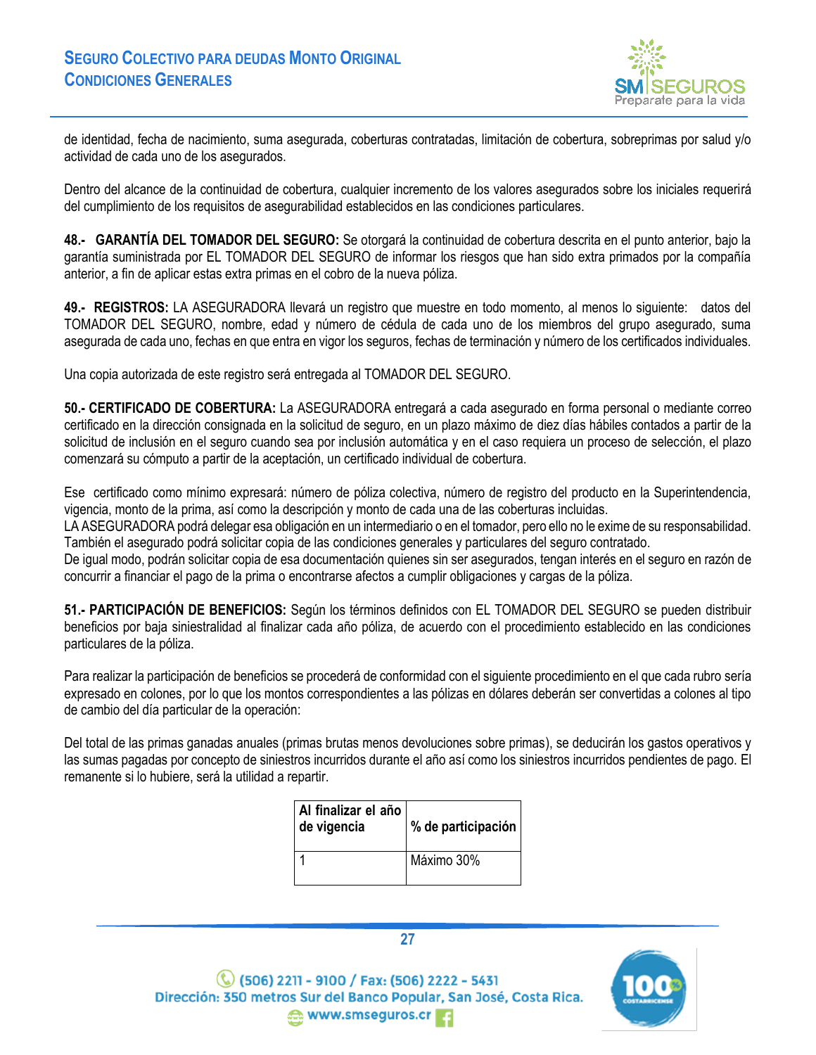de identidad, fecha de nacimiento, suma asegurada, coberturas contratadas, limitación de cobertura, sobreprimas por salud y/o actividad de cada uno de los asegurados.

Dentro del alcance de la continuidad de cobertura, cualquier incremento de los valores asegurados sobre los iniciales requerirá del cumplimiento de los requisitos de asegurabilidad establecidos en las condiciones particulares.

**48.- GARANTÍA DEL TOMADOR DEL SEGURO:** Se otorgará la continuidad de cobertura descrita en el punto anterior, bajo la garantía suministrada por EL TOMADOR DEL SEGURO de informar los riesgos que han sido extra primados por la compañía anterior, a fin de aplicar estas extra primas en el cobro de la nueva póliza.

**49.- REGISTROS:** LA ASEGURADORA llevará un registro que muestre en todo momento, al menos lo siguiente: datos del TOMADOR DEL SEGURO, nombre, edad y número de cédula de cada uno de los miembros del grupo asegurado, suma asegurada de cada uno, fechas en que entra en vigor los seguros, fechas de terminación y número de los certificados individuales.

Una copia autorizada de este registro será entregada al TOMADOR DEL SEGURO.

**50.- CERTIFICADO DE COBERTURA:** La ASEGURADORA entregará a cada asegurado en forma personal o mediante correo certificado en la dirección consignada en la solicitud de seguro, en un plazo máximo de diez días hábiles contados a partir de la solicitud de inclusión en el seguro cuando sea por inclusión automática y en el caso requiera un proceso de selección, el plazo comenzará su cómputo a partir de la aceptación, un certificado individual de cobertura.

Ese certificado como mínimo expresará: número de póliza colectiva, número de registro del producto en la Superintendencia, vigencia, monto de la prima, así como la descripción y monto de cada una de las coberturas incluidas.
LA ASEGURADORA podrá delegar esa obligación en un intermediario o en el tomador, pero ello no le exime de su responsabilidad. También el asegurado podrá solicitar copia de las condiciones generales y particulares del seguro contratado.
De igual modo, podrán solicitar copia de esa documentación quienes sin ser asegurados, tengan interés en el seguro en razón de concurrir a financiar el pago de la prima o encontrarse afectos a cumplir obligaciones y cargas de la póliza.

**51.- PARTICIPACIÓN DE BENEFICIOS:** Según los términos definidos con EL TOMADOR DEL SEGURO se pueden distribuir beneficios por baja siniestralidad al finalizar cada año póliza, de acuerdo con el procedimiento establecido en las condiciones particulares de la póliza.

Para realizar la participación de beneficios se procederá de conformidad con el siguiente procedimiento en el que cada rubro sería expresado en colones, por lo que los montos correspondientes a las pólizas en dólares deberán ser convertidas a colones al tipo de cambio del día particular de la operación:

Del total de las primas ganadas anuales (primas brutas menos devoluciones sobre primas), se deducirán los gastos operativos y las sumas pagadas por concepto de siniestros incurridos durante el año así como los siniestros incurridos pendientes de pago. El remanente si lo hubiere, será la utilidad a repartir.

| Al finalizar el año de vigencia | % de participación |
|---|---|
| 1 | Máximo 30% |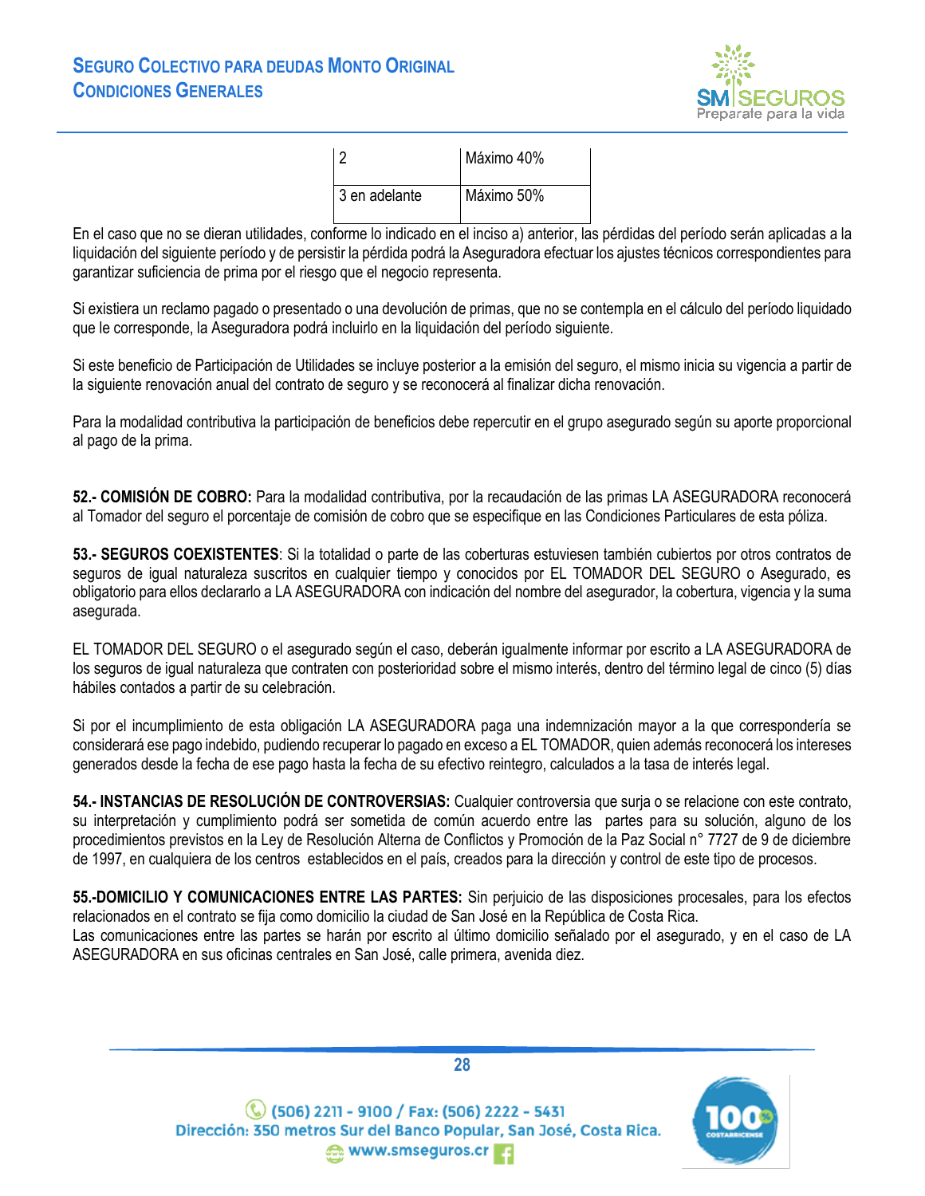| | |
|---|---|
| 2 | Máximo 40% |
| 3 en adelante | Máximo 50% |

En el caso que no se dieran utilidades, conforme lo indicado en el inciso a) anterior, las pérdidas del período serán aplicadas a la liquidación del siguiente período y de persistir la pérdida podrá la Aseguradora efectuar los ajustes técnicos correspondientes para garantizar suficiencia de prima por el riesgo que el negocio representa.

Si existiera un reclamo pagado o presentado o una devolución de primas, que no se contempla en el cálculo del período liquidado que le corresponde, la Aseguradora podrá incluirlo en la liquidación del período siguiente.

Si este beneficio de Participación de Utilidades se incluye posterior a la emisión del seguro, el mismo inicia su vigencia a partir de la siguiente renovación anual del contrato de seguro y se reconocerá al finalizar dicha renovación.

Para la modalidad contributiva la participación de beneficios debe repercutir en el grupo asegurado según su aporte proporcional al pago de la prima.

**52.- COMISIÓN DE COBRO:** Para la modalidad contributiva, por la recaudación de las primas LA ASEGURADORA reconocerá al Tomador del seguro el porcentaje de comisión de cobro que se especifique en las Condiciones Particulares de esta póliza.

**53.- SEGUROS COEXISTENTES**: Si la totalidad o parte de las coberturas estuviesen también cubiertos por otros contratos de seguros de igual naturaleza suscritos en cualquier tiempo y conocidos por EL TOMADOR DEL SEGURO o Asegurado, es obligatorio para ellos declararlo a LA ASEGURADORA con indicación del nombre del asegurador, la cobertura, vigencia y la suma asegurada.

EL TOMADOR DEL SEGURO o el asegurado según el caso, deberán igualmente informar por escrito a LA ASEGURADORA de los seguros de igual naturaleza que contraten con posterioridad sobre el mismo interés, dentro del término legal de cinco (5) días hábiles contados a partir de su celebración.

Si por el incumplimiento de esta obligación LA ASEGURADORA paga una indemnización mayor a la que correspondería se considerará ese pago indebido, pudiendo recuperar lo pagado en exceso a EL TOMADOR, quien además reconocerá los intereses generados desde la fecha de ese pago hasta la fecha de su efectivo reintegro, calculados a la tasa de interés legal.

**54.- INSTANCIAS DE RESOLUCIÓN DE CONTROVERSIAS:** Cualquier controversia que surja o se relacione con este contrato, su interpretación y cumplimiento podrá ser sometida de común acuerdo entre las partes para su solución, alguno de los procedimientos previstos en la Ley de Resolución Alterna de Conflictos y Promoción de la Paz Social n° 7727 de 9 de diciembre de 1997, en cualquiera de los centros establecidos en el país, creados para la dirección y control de este tipo de procesos.

**55.-DOMICILIO Y COMUNICACIONES ENTRE LAS PARTES:** Sin perjuicio de las disposiciones procesales, para los efectos relacionados en el contrato se fija como domicilio la ciudad de San José en la República de Costa Rica.
Las comunicaciones entre las partes se harán por escrito al último domicilio señalado por el asegurado, y en el caso de LA ASEGURADORA en sus oficinas centrales en San José, calle primera, avenida diez.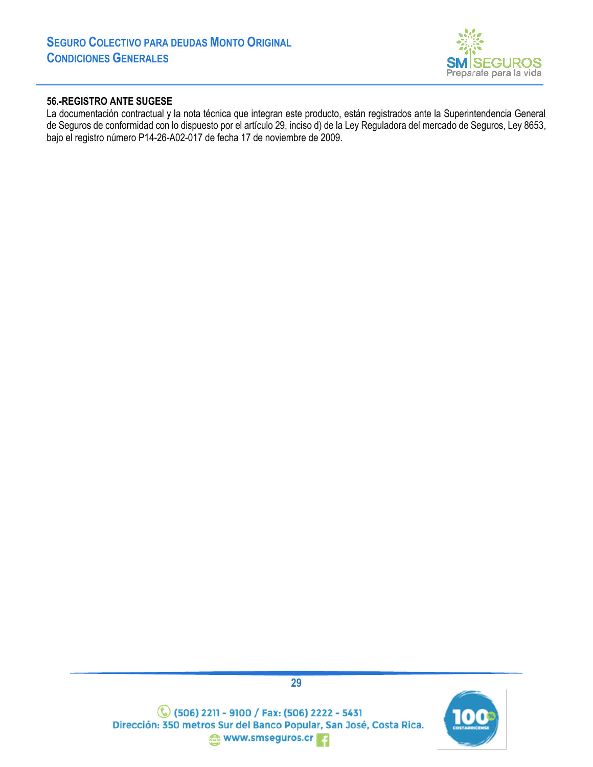## 56.-REGISTRO ANTE SUGESE

La documentación contractual y la nota técnica que integran este producto, están registrados ante la Superintendencia General de Seguros de conformidad con lo dispuesto por el artículo 29, inciso d) de la Ley Reguladora del mercado de Seguros, Ley 8653, bajo el registro número P14-26-A02-017 de fecha 17 de noviembre de 2009.